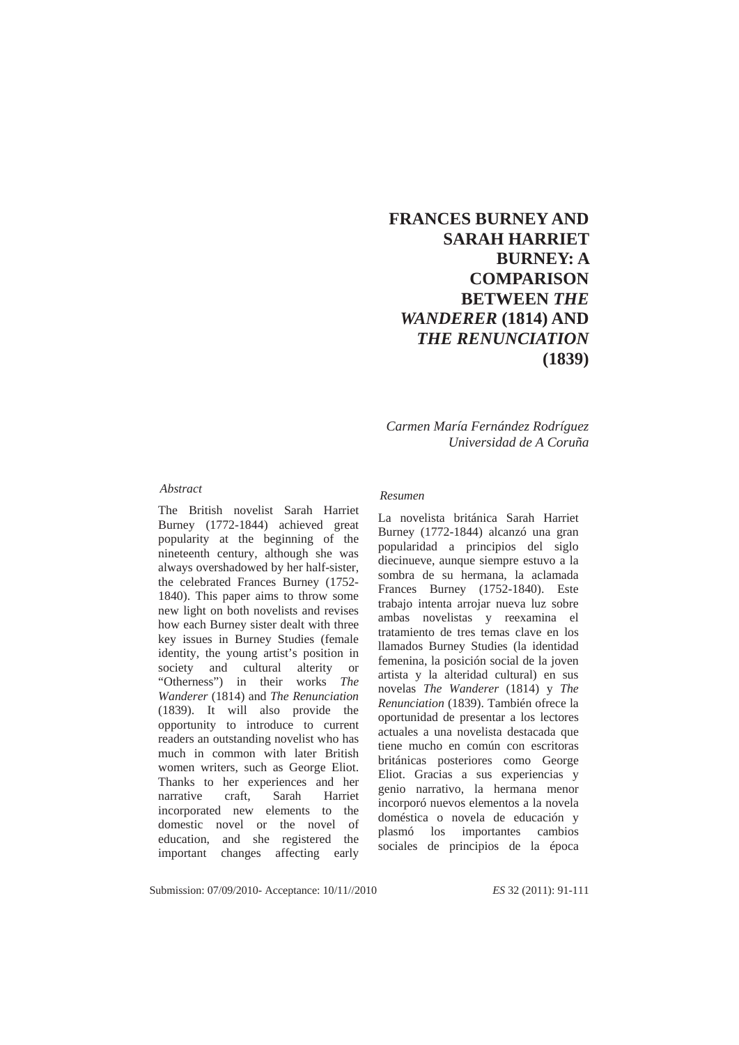# FRANCES BURNEY AND SARAH HARRIET BURNEY: A COMPARISON BETWEEN *THE WANDERER* (1814) AND *THE RENUNCIATION* (1839)

*Carmen María Fernández Rodríguez*
*Universidad de A Coruña*

*Abstract*

The British novelist Sarah Harriet Burney (1772-1844) achieved great popularity at the beginning of the nineteenth century, although she was always overshadowed by her half-sister, the celebrated Frances Burney (1752-1840). This paper aims to throw some new light on both novelists and revises how each Burney sister dealt with three key issues in Burney Studies (female identity, the young artist's position in society and cultural alterity or "Otherness") in their works *The Wanderer* (1814) and *The Renunciation* (1839). It will also provide the opportunity to introduce to current readers an outstanding novelist who has much in common with later British women writers, such as George Eliot. Thanks to her experiences and her narrative craft, Sarah Harriet incorporated new elements to the domestic novel or the novel of education, and she registered the important changes affecting early

*Resumen*

La novelista británica Sarah Harriet Burney (1772-1844) alcanzó una gran popularidad a principios del siglo diecinueve, aunque siempre estuvo a la sombra de su hermana, la aclamada Frances Burney (1752-1840). Este trabajo intenta arrojar nueva luz sobre ambas novelistas y reexamina el tratamiento de tres temas clave en los llamados Burney Studies (la identidad femenina, la posición social de la joven artista y la alteridad cultural) en sus novelas *The Wanderer* (1814) y *The Renunciation* (1839). También ofrece la oportunidad de presentar a los lectores actuales a una novelista destacada que tiene mucho en común con escritoras británicas posteriores como George Eliot. Gracias a sus experiencias y genio narrativo, la hermana menor incorporó nuevos elementos a la novela doméstica o novela de educación y plasmó los importantes cambios sociales de principios de la época

Submission: 07/09/2010- Acceptance: 10/11//2010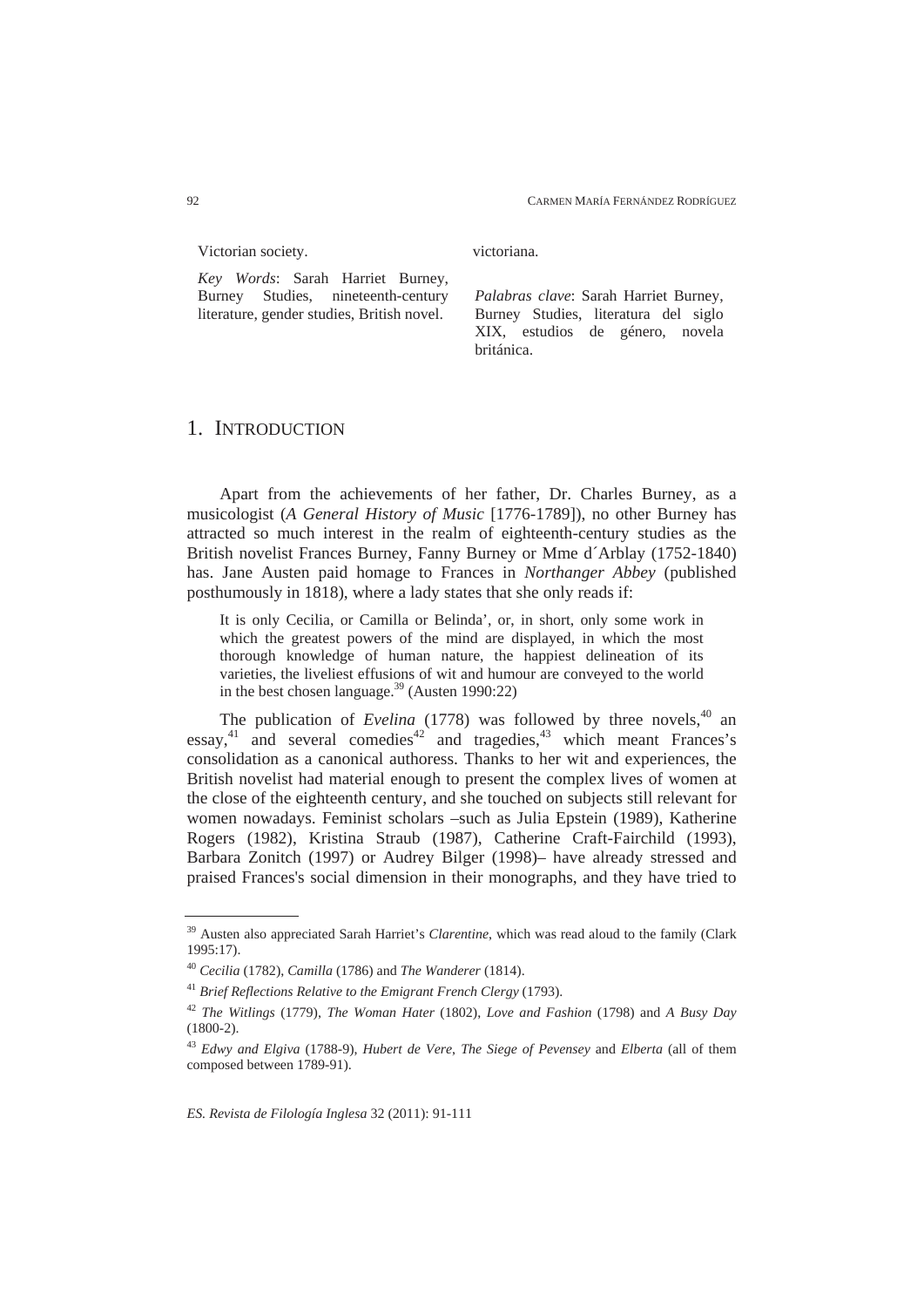Victorian society.

*Key Words*: Sarah Harriet Burney, Burney Studies, nineteenth-century literature, gender studies, British novel.

victoriana.

*Palabras clave*: Sarah Harriet Burney, Burney Studies, literatura del siglo XIX, estudios de género, novela británica.

## 1. Introduction

Apart from the achievements of her father, Dr. Charles Burney, as a musicologist (*A General History of Music* [1776-1789]), no other Burney has attracted so much interest in the realm of eighteenth-century studies as the British novelist Frances Burney, Fanny Burney or Mme d´Arblay (1752-1840) has. Jane Austen paid homage to Frances in *Northanger Abbey* (published posthumously in 1818), where a lady states that she only reads if:

> It is only Cecilia, or Camilla or Belinda', or, in short, only some work in which the greatest powers of the mind are displayed, in which the most thorough knowledge of human nature, the happiest delineation of its varieties, the liveliest effusions of wit and humour are conveyed to the world in the best chosen language.[39] (Austen 1990:22)

The publication of *Evelina* (1778) was followed by three novels,[40] an essay,[41] and several comedies[42] and tragedies,[43] which meant Frances's consolidation as a canonical authoress. Thanks to her wit and experiences, the British novelist had material enough to present the complex lives of women at the close of the eighteenth century, and she touched on subjects still relevant for women nowadays. Feminist scholars –such as Julia Epstein (1989), Katherine Rogers (1982), Kristina Straub (1987), Catherine Craft-Fairchild (1993), Barbara Zonitch (1997) or Audrey Bilger (1998)– have already stressed and praised Frances's social dimension in their monographs, and they have tried to

---

[39] Austen also appreciated Sarah Harriet's *Clarentine*, which was read aloud to the family (Clark 1995:17).

[40] *Cecilia* (1782), *Camilla* (1786) and *The Wanderer* (1814).

[41] *Brief Reflections Relative to the Emigrant French Clergy* (1793).

[42] *The Witlings* (1779), *The Woman Hater* (1802), *Love and Fashion* (1798) and *A Busy Day* (1800-2).

[43] *Edwy and Elgiva* (1788-9), *Hubert de Vere*, *The Siege of Pevensey* and *Elberta* (all of them composed between 1789-91).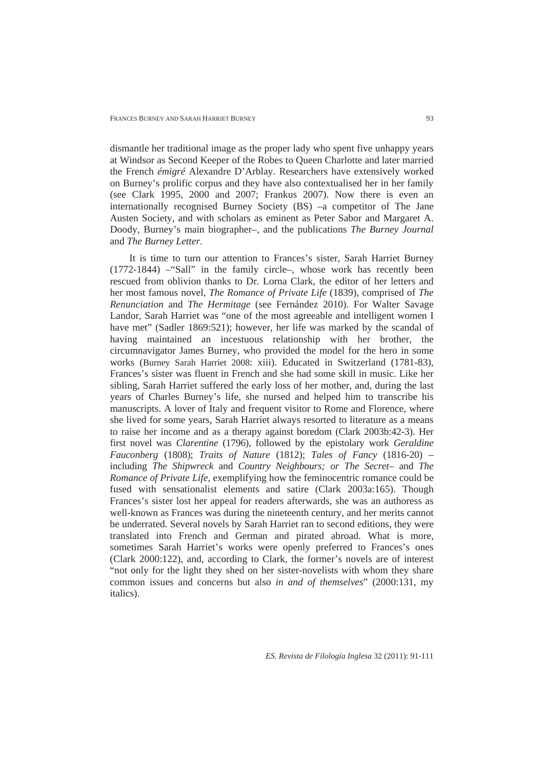dismantle her traditional image as the proper lady who spent five unhappy years at Windsor as Second Keeper of the Robes to Queen Charlotte and later married the French *émigré* Alexandre D'Arblay. Researchers have extensively worked on Burney's prolific corpus and they have also contextualised her in her family (see Clark 1995, 2000 and 2007; Frankus 2007). Now there is even an internationally recognised Burney Society (BS) –a competitor of The Jane Austen Society, and with scholars as eminent as Peter Sabor and Margaret A. Doody, Burney's main biographer–, and the publications *The Burney Journal* and *The Burney Letter*.

It is time to turn our attention to Frances's sister, Sarah Harriet Burney (1772-1844) –"Sall" in the family circle–, whose work has recently been rescued from oblivion thanks to Dr. Lorna Clark, the editor of her letters and her most famous novel, *The Romance of Private Life* (1839), comprised of *The Renunciation* and *The Hermitage* (see Fernández 2010). For Walter Savage Landor, Sarah Harriet was "one of the most agreeable and intelligent women I have met" (Sadler 1869:521); however, her life was marked by the scandal of having maintained an incestuous relationship with her brother, the circumnavigator James Burney, who provided the model for the hero in some works (Burney Sarah Harriet 2008: xiii). Educated in Switzerland (1781-83), Frances's sister was fluent in French and she had some skill in music. Like her sibling, Sarah Harriet suffered the early loss of her mother, and, during the last years of Charles Burney's life, she nursed and helped him to transcribe his manuscripts. A lover of Italy and frequent visitor to Rome and Florence, where she lived for some years, Sarah Harriet always resorted to literature as a means to raise her income and as a therapy against boredom (Clark 2003b:42-3). Her first novel was *Clarentine* (1796), followed by the epistolary work *Geraldine Fauconberg* (1808); *Traits of Nature* (1812); *Tales of Fancy* (1816-20) –including *The Shipwreck* and *Country Neighbours; or The Secret*– and *The Romance of Private Life*, exemplifying how the feminocentric romance could be fused with sensationalist elements and satire (Clark 2003a:165). Though Frances's sister lost her appeal for readers afterwards, she was an authoress as well-known as Frances was during the nineteenth century, and her merits cannot be underrated. Several novels by Sarah Harriet ran to second editions, they were translated into French and German and pirated abroad. What is more, sometimes Sarah Harriet's works were openly preferred to Frances's ones (Clark 2000:122), and, according to Clark, the former's novels are of interest "not only for the light they shed on her sister-novelists with whom they share common issues and concerns but also *in and of themselves*" (2000:131, my italics).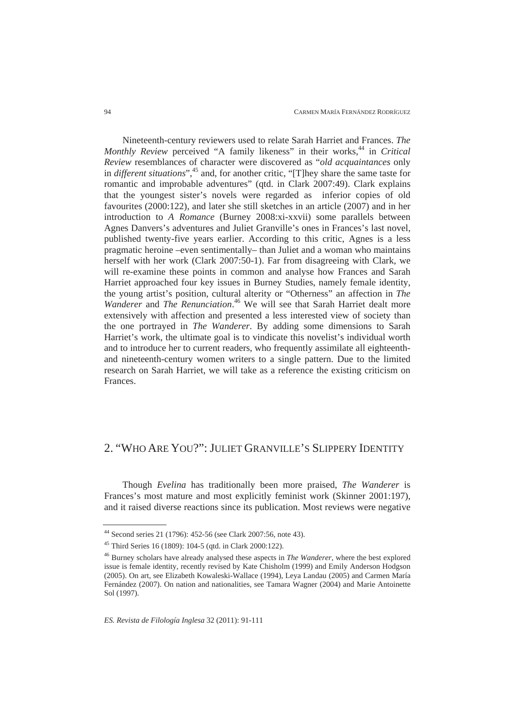Nineteenth-century reviewers used to relate Sarah Harriet and Frances. *The Monthly Review* perceived "A family likeness" in their works,[44] in *Critical Review* resemblances of character were discovered as "*old acquaintances* only in *different situations*",[45] and, for another critic, "[T]hey share the same taste for romantic and improbable adventures" (qtd. in Clark 2007:49). Clark explains that the youngest sister's novels were regarded as inferior copies of old favourites (2000:122), and later she still sketches in an article (2007) and in her introduction to *A Romance* (Burney 2008:xi-xxvii) some parallels between Agnes Danvers's adventures and Juliet Granville's ones in Frances's last novel, published twenty-five years earlier. According to this critic, Agnes is a less pragmatic heroine –even sentimentally– than Juliet and a woman who maintains herself with her work (Clark 2007:50-1). Far from disagreeing with Clark, we will re-examine these points in common and analyse how Frances and Sarah Harriet approached four key issues in Burney Studies, namely female identity, the young artist's position, cultural alterity or "Otherness" an affection in *The Wanderer* and *The Renunciation*.[46] We will see that Sarah Harriet dealt more extensively with affection and presented a less interested view of society than the one portrayed in *The Wanderer*. By adding some dimensions to Sarah Harriet's work, the ultimate goal is to vindicate this novelist's individual worth and to introduce her to current readers, who frequently assimilate all eighteenth- and nineteenth-century women writers to a single pattern. Due to the limited research on Sarah Harriet, we will take as a reference the existing criticism on Frances.

## 2. "WHO ARE YOU?": JULIET GRANVILLE'S SLIPPERY IDENTITY

Though *Evelina* has traditionally been more praised, *The Wanderer* is Frances's most mature and most explicitly feminist work (Skinner 2001:197), and it raised diverse reactions since its publication. Most reviews were negative

---

[44] Second series 21 (1796): 452-56 (see Clark 2007:56, note 43).

[45] Third Series 16 (1809): 104-5 (qtd. in Clark 2000:122).

[46] Burney scholars have already analysed these aspects in *The Wanderer*, where the best explored issue is female identity, recently revised by Kate Chisholm (1999) and Emily Anderson Hodgson (2005). On art, see Elizabeth Kowaleski-Wallace (1994), Leya Landau (2005) and Carmen María Fernández (2007). On nation and nationalities, see Tamara Wagner (2004) and Marie Antoinette Sol (1997).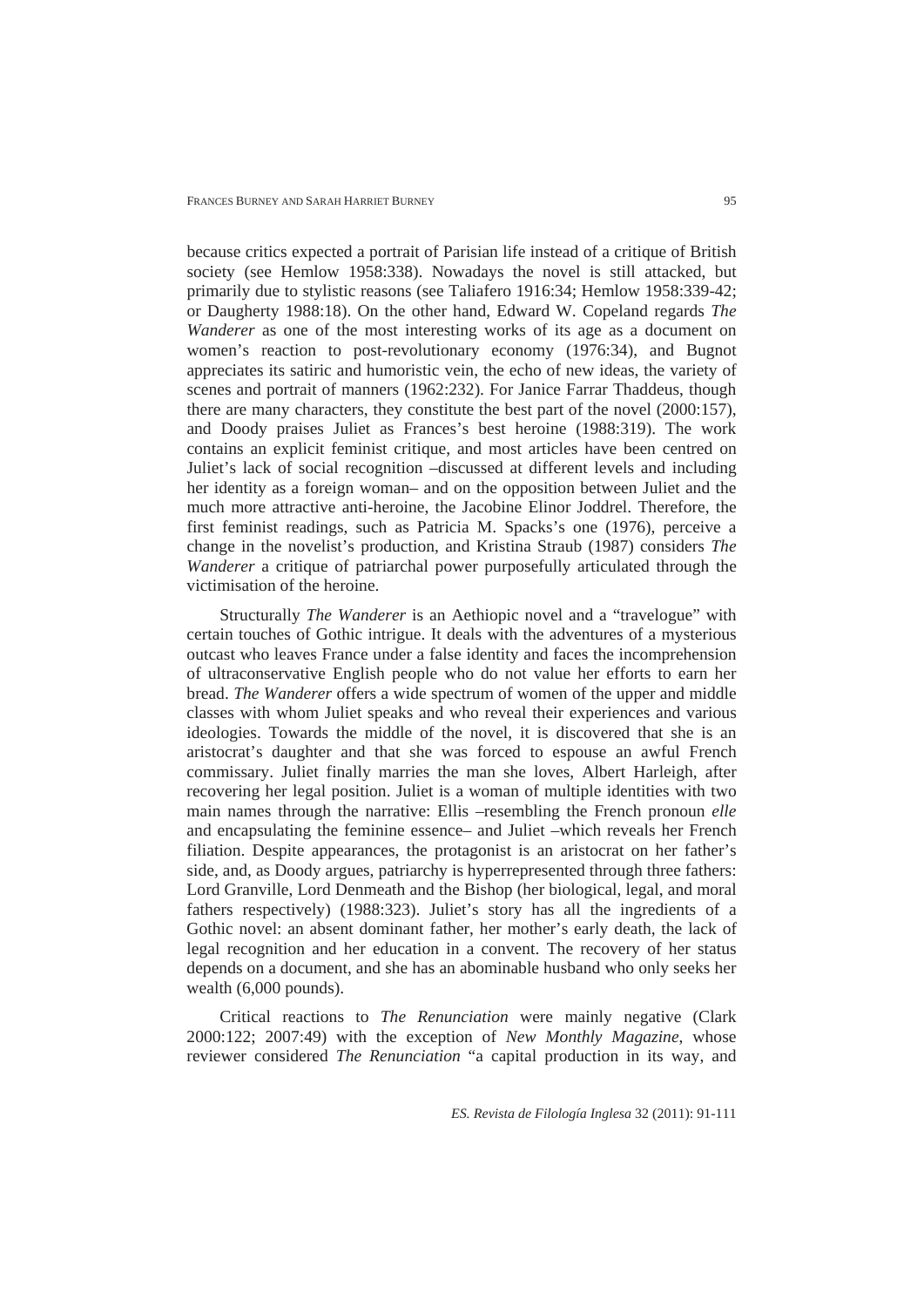because critics expected a portrait of Parisian life instead of a critique of British society (see Hemlow 1958:338). Nowadays the novel is still attacked, but primarily due to stylistic reasons (see Taliafero 1916:34; Hemlow 1958:339-42; or Daugherty 1988:18). On the other hand, Edward W. Copeland regards *The Wanderer* as one of the most interesting works of its age as a document on women's reaction to post-revolutionary economy (1976:34), and Bugnot appreciates its satiric and humoristic vein, the echo of new ideas, the variety of scenes and portrait of manners (1962:232). For Janice Farrar Thaddeus, though there are many characters, they constitute the best part of the novel (2000:157), and Doody praises Juliet as Frances's best heroine (1988:319). The work contains an explicit feminist critique, and most articles have been centred on Juliet's lack of social recognition –discussed at different levels and including her identity as a foreign woman– and on the opposition between Juliet and the much more attractive anti-heroine, the Jacobine Elinor Joddrel. Therefore, the first feminist readings, such as Patricia M. Spacks's one (1976), perceive a change in the novelist's production, and Kristina Straub (1987) considers *The Wanderer* a critique of patriarchal power purposefully articulated through the victimisation of the heroine.

Structurally *The Wanderer* is an Aethiopic novel and a "travelogue" with certain touches of Gothic intrigue. It deals with the adventures of a mysterious outcast who leaves France under a false identity and faces the incomprehension of ultraconservative English people who do not value her efforts to earn her bread. *The Wanderer* offers a wide spectrum of women of the upper and middle classes with whom Juliet speaks and who reveal their experiences and various ideologies. Towards the middle of the novel, it is discovered that she is an aristocrat's daughter and that she was forced to espouse an awful French commissary. Juliet finally marries the man she loves, Albert Harleigh, after recovering her legal position. Juliet is a woman of multiple identities with two main names through the narrative: Ellis –resembling the French pronoun *elle* and encapsulating the feminine essence– and Juliet –which reveals her French filiation. Despite appearances, the protagonist is an aristocrat on her father's side, and, as Doody argues, patriarchy is hyperrepresented through three fathers: Lord Granville, Lord Denmeath and the Bishop (her biological, legal, and moral fathers respectively) (1988:323). Juliet's story has all the ingredients of a Gothic novel: an absent dominant father, her mother's early death, the lack of legal recognition and her education in a convent. The recovery of her status depends on a document, and she has an abominable husband who only seeks her wealth (6,000 pounds).

Critical reactions to *The Renunciation* were mainly negative (Clark 2000:122; 2007:49) with the exception of *New Monthly Magazine*, whose reviewer considered *The Renunciation* "a capital production in its way, and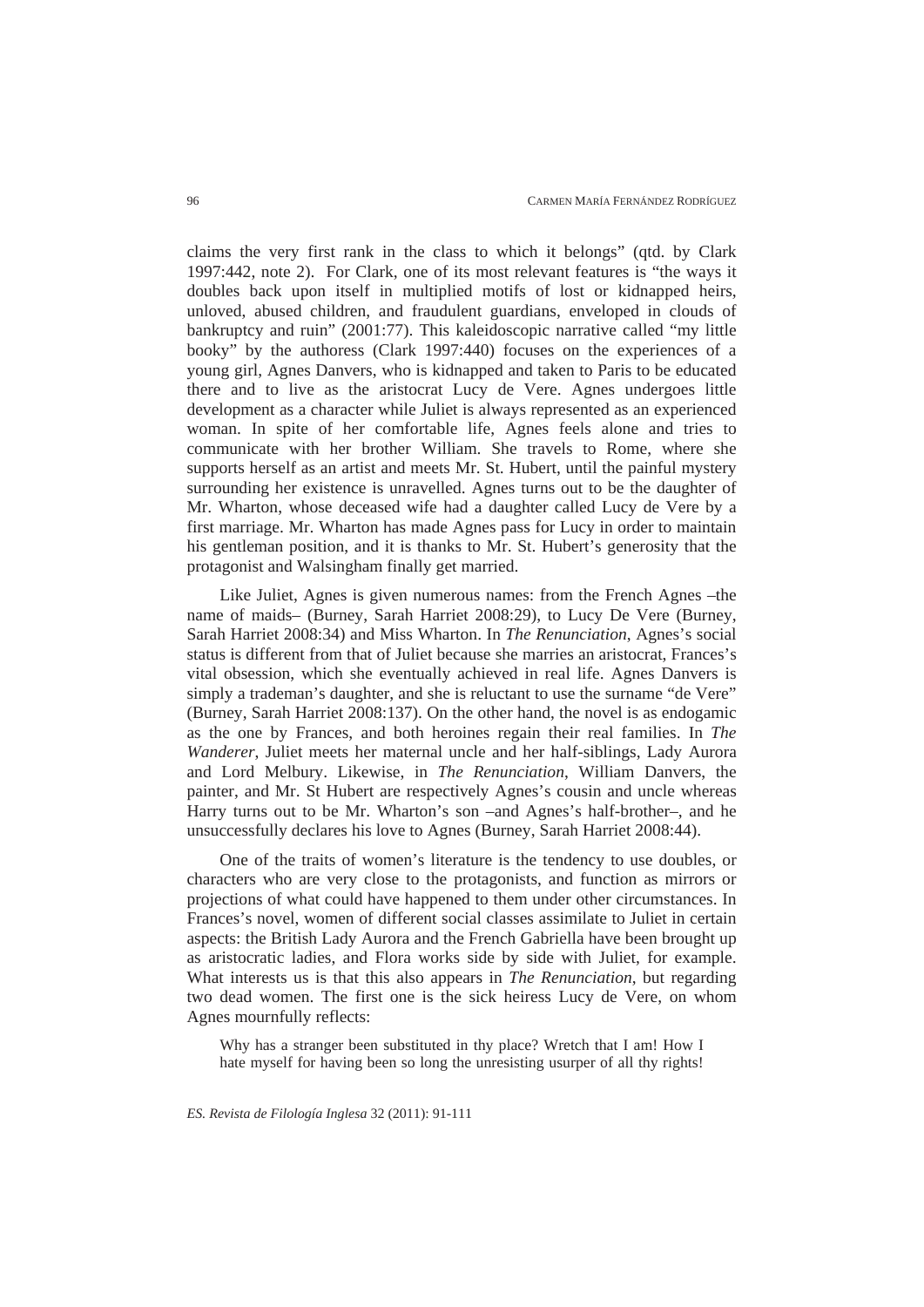claims the very first rank in the class to which it belongs" (qtd. by Clark 1997:442, note 2). For Clark, one of its most relevant features is "the ways it doubles back upon itself in multiplied motifs of lost or kidnapped heirs, unloved, abused children, and fraudulent guardians, enveloped in clouds of bankruptcy and ruin" (2001:77). This kaleidoscopic narrative called "my little booky" by the authoress (Clark 1997:440) focuses on the experiences of a young girl, Agnes Danvers, who is kidnapped and taken to Paris to be educated there and to live as the aristocrat Lucy de Vere. Agnes undergoes little development as a character while Juliet is always represented as an experienced woman. In spite of her comfortable life, Agnes feels alone and tries to communicate with her brother William. She travels to Rome, where she supports herself as an artist and meets Mr. St. Hubert, until the painful mystery surrounding her existence is unravelled. Agnes turns out to be the daughter of Mr. Wharton, whose deceased wife had a daughter called Lucy de Vere by a first marriage. Mr. Wharton has made Agnes pass for Lucy in order to maintain his gentleman position, and it is thanks to Mr. St. Hubert's generosity that the protagonist and Walsingham finally get married.

Like Juliet, Agnes is given numerous names: from the French Agnes –the name of maids– (Burney, Sarah Harriet 2008:29), to Lucy De Vere (Burney, Sarah Harriet 2008:34) and Miss Wharton. In *The Renunciation*, Agnes's social status is different from that of Juliet because she marries an aristocrat, Frances's vital obsession, which she eventually achieved in real life. Agnes Danvers is simply a trademan's daughter, and she is reluctant to use the surname "de Vere" (Burney, Sarah Harriet 2008:137). On the other hand, the novel is as endogamic as the one by Frances, and both heroines regain their real families. In *The Wanderer*, Juliet meets her maternal uncle and her half-siblings, Lady Aurora and Lord Melbury. Likewise, in *The Renunciation*, William Danvers, the painter, and Mr. St Hubert are respectively Agnes's cousin and uncle whereas Harry turns out to be Mr. Wharton's son –and Agnes's half-brother–, and he unsuccessfully declares his love to Agnes (Burney, Sarah Harriet 2008:44).

One of the traits of women's literature is the tendency to use doubles, or characters who are very close to the protagonists, and function as mirrors or projections of what could have happened to them under other circumstances. In Frances's novel, women of different social classes assimilate to Juliet in certain aspects: the British Lady Aurora and the French Gabriella have been brought up as aristocratic ladies, and Flora works side by side with Juliet, for example. What interests us is that this also appears in *The Renunciation*, but regarding two dead women. The first one is the sick heiress Lucy de Vere, on whom Agnes mournfully reflects:

> Why has a stranger been substituted in thy place? Wretch that I am! How I hate myself for having been so long the unresisting usurper of all thy rights!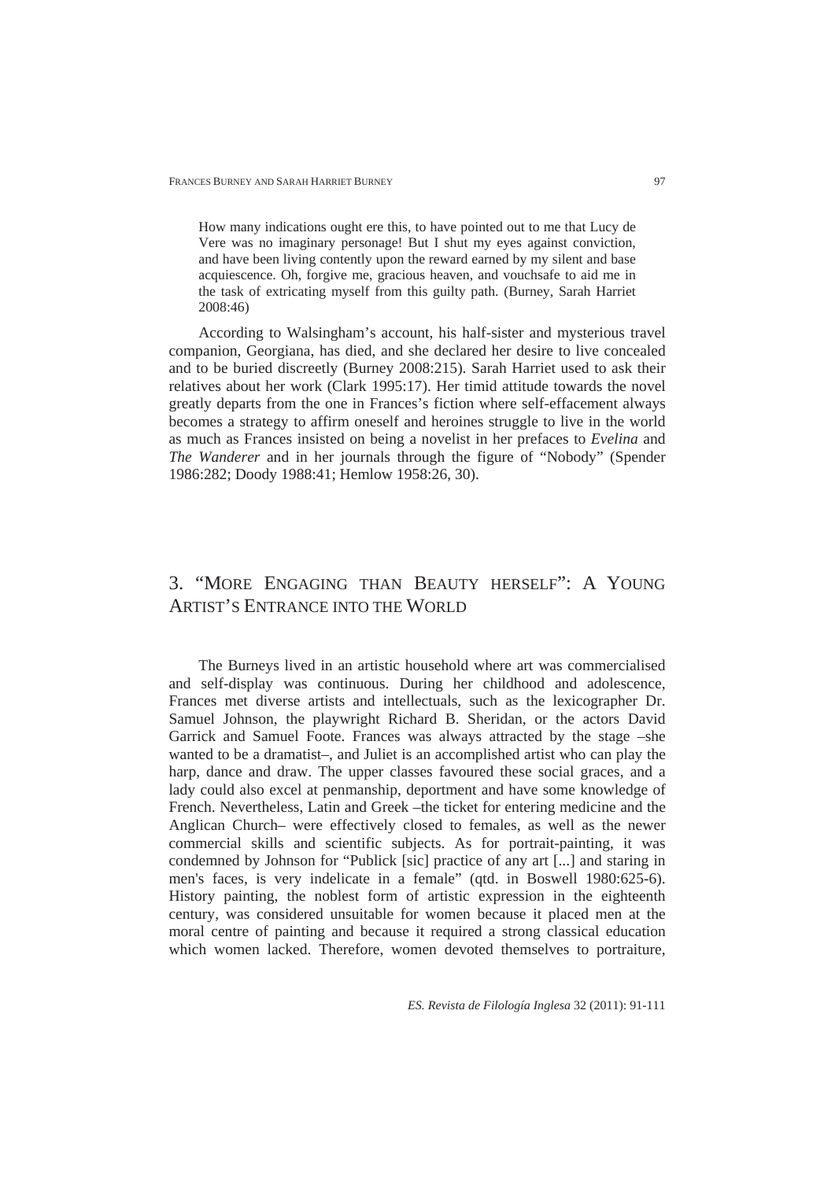> How many indications ought ere this, to have pointed out to me that Lucy de Vere was no imaginary personage! But I shut my eyes against conviction, and have been living contently upon the reward earned by my silent and base acquiescence. Oh, forgive me, gracious heaven, and vouchsafe to aid me in the task of extricating myself from this guilty path. (Burney, Sarah Harriet 2008:46)

According to Walsingham's account, his half-sister and mysterious travel companion, Georgiana, has died, and she declared her desire to live concealed and to be buried discreetly (Burney 2008:215). Sarah Harriet used to ask their relatives about her work (Clark 1995:17). Her timid attitude towards the novel greatly departs from the one in Frances's fiction where self-effacement always becomes a strategy to affirm oneself and heroines struggle to live in the world as much as Frances insisted on being a novelist in her prefaces to *Evelina* and *The Wanderer* and in her journals through the figure of "Nobody" (Spender 1986:282; Doody 1988:41; Hemlow 1958:26, 30).

## 3. "More Engaging than Beauty herself": A Young Artist's Entrance into the World

The Burneys lived in an artistic household where art was commercialised and self-display was continuous. During her childhood and adolescence, Frances met diverse artists and intellectuals, such as the lexicographer Dr. Samuel Johnson, the playwright Richard B. Sheridan, or the actors David Garrick and Samuel Foote. Frances was always attracted by the stage –she wanted to be a dramatist–, and Juliet is an accomplished artist who can play the harp, dance and draw. The upper classes favoured these social graces, and a lady could also excel at penmanship, deportment and have some knowledge of French. Nevertheless, Latin and Greek –the ticket for entering medicine and the Anglican Church– were effectively closed to females, as well as the newer commercial skills and scientific subjects. As for portrait-painting, it was condemned by Johnson for "Publick [sic] practice of any art [...] and staring in men's faces, is very indelicate in a female" (qtd. in Boswell 1980:625-6). History painting, the noblest form of artistic expression in the eighteenth century, was considered unsuitable for women because it placed men at the moral centre of painting and because it required a strong classical education which women lacked. Therefore, women devoted themselves to portraiture,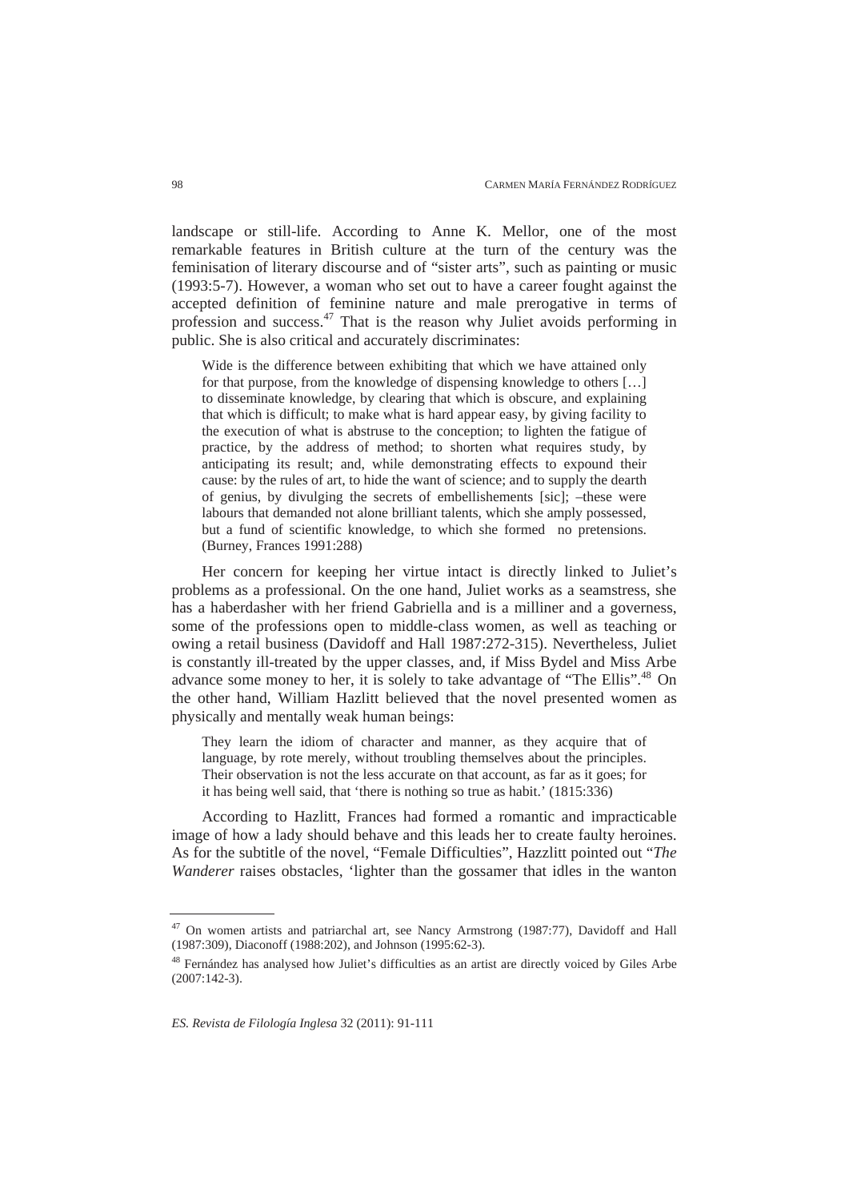landscape or still-life. According to Anne K. Mellor, one of the most remarkable features in British culture at the turn of the century was the feminisation of literary discourse and of "sister arts", such as painting or music (1993:5-7). However, a woman who set out to have a career fought against the accepted definition of feminine nature and male prerogative in terms of profession and success.[47] That is the reason why Juliet avoids performing in public. She is also critical and accurately discriminates:

> Wide is the difference between exhibiting that which we have attained only for that purpose, from the knowledge of dispensing knowledge to others […] to disseminate knowledge, by clearing that which is obscure, and explaining that which is difficult; to make what is hard appear easy, by giving facility to the execution of what is abstruse to the conception; to lighten the fatigue of practice, by the address of method; to shorten what requires study, by anticipating its result; and, while demonstrating effects to expound their cause: by the rules of art, to hide the want of science; and to supply the dearth of genius, by divulging the secrets of embellishements [sic]; –these were labours that demanded not alone brilliant talents, which she amply possessed, but a fund of scientific knowledge, to which she formed no pretensions. (Burney, Frances 1991:288)

Her concern for keeping her virtue intact is directly linked to Juliet's problems as a professional. On the one hand, Juliet works as a seamstress, she has a haberdasher with her friend Gabriella and is a milliner and a governess, some of the professions open to middle-class women, as well as teaching or owing a retail business (Davidoff and Hall 1987:272-315). Nevertheless, Juliet is constantly ill-treated by the upper classes, and, if Miss Bydel and Miss Arbe advance some money to her, it is solely to take advantage of "The Ellis".[48] On the other hand, William Hazlitt believed that the novel presented women as physically and mentally weak human beings:

> They learn the idiom of character and manner, as they acquire that of language, by rote merely, without troubling themselves about the principles. Their observation is not the less accurate on that account, as far as it goes; for it has being well said, that 'there is nothing so true as habit.' (1815:336)

According to Hazlitt, Frances had formed a romantic and impracticable image of how a lady should behave and this leads her to create faulty heroines. As for the subtitle of the novel, "Female Difficulties", Hazzlitt pointed out "*The Wanderer* raises obstacles, 'lighter than the gossamer that idles in the wanton

---

[47] On women artists and patriarchal art, see Nancy Armstrong (1987:77), Davidoff and Hall (1987:309), Diaconoff (1988:202), and Johnson (1995:62-3).

[48] Fernández has analysed how Juliet's difficulties as an artist are directly voiced by Giles Arbe (2007:142-3).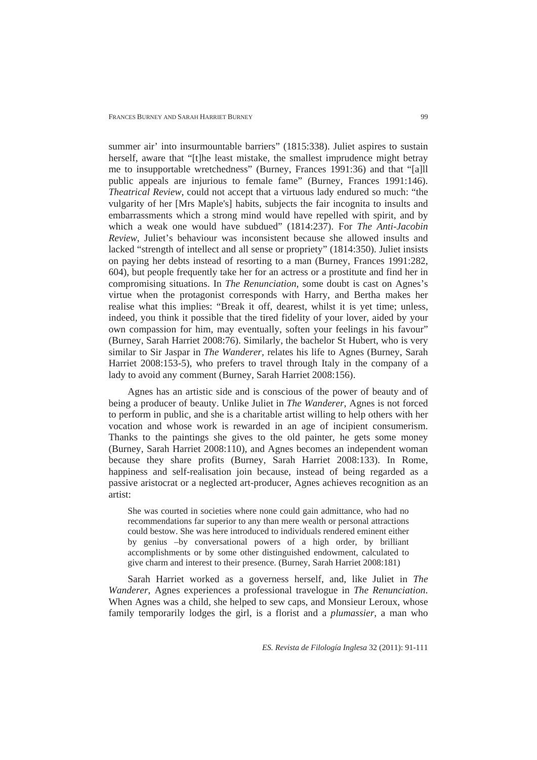summer air' into insurmountable barriers" (1815:338). Juliet aspires to sustain herself, aware that "[t]he least mistake, the smallest imprudence might betray me to insupportable wretchedness" (Burney, Frances 1991:36) and that "[a]ll public appeals are injurious to female fame" (Burney, Frances 1991:146). *Theatrical Review*, could not accept that a virtuous lady endured so much: "the vulgarity of her [Mrs Maple's] habits, subjects the fair incognita to insults and embarrassments which a strong mind would have repelled with spirit, and by which a weak one would have subdued" (1814:237). For *The Anti-Jacobin Review*, Juliet's behaviour was inconsistent because she allowed insults and lacked "strength of intellect and all sense or propriety" (1814:350). Juliet insists on paying her debts instead of resorting to a man (Burney, Frances 1991:282, 604), but people frequently take her for an actress or a prostitute and find her in compromising situations. In *The Renunciation*, some doubt is cast on Agnes's virtue when the protagonist corresponds with Harry, and Bertha makes her realise what this implies: "Break it off, dearest, whilst it is yet time; unless, indeed, you think it possible that the tired fidelity of your lover, aided by your own compassion for him, may eventually, soften your feelings in his favour" (Burney, Sarah Harriet 2008:76). Similarly, the bachelor St Hubert, who is very similar to Sir Jaspar in *The Wanderer*, relates his life to Agnes (Burney, Sarah Harriet 2008:153-5), who prefers to travel through Italy in the company of a lady to avoid any comment (Burney, Sarah Harriet 2008:156).

Agnes has an artistic side and is conscious of the power of beauty and of being a producer of beauty. Unlike Juliet in *The Wanderer*, Agnes is not forced to perform in public, and she is a charitable artist willing to help others with her vocation and whose work is rewarded in an age of incipient consumerism. Thanks to the paintings she gives to the old painter, he gets some money (Burney, Sarah Harriet 2008:110), and Agnes becomes an independent woman because they share profits (Burney, Sarah Harriet 2008:133). In Rome, happiness and self-realisation join because, instead of being regarded as a passive aristocrat or a neglected art-producer, Agnes achieves recognition as an artist:

> She was courted in societies where none could gain admittance, who had no recommendations far superior to any than mere wealth or personal attractions could bestow. She was here introduced to individuals rendered eminent either by genius –by conversational powers of a high order, by brilliant accomplishments or by some other distinguished endowment, calculated to give charm and interest to their presence. (Burney, Sarah Harriet 2008:181)

Sarah Harriet worked as a governess herself, and, like Juliet in *The Wanderer*, Agnes experiences a professional travelogue in *The Renunciation*. When Agnes was a child, she helped to sew caps, and Monsieur Leroux, whose family temporarily lodges the girl, is a florist and a *plumassier*, a man who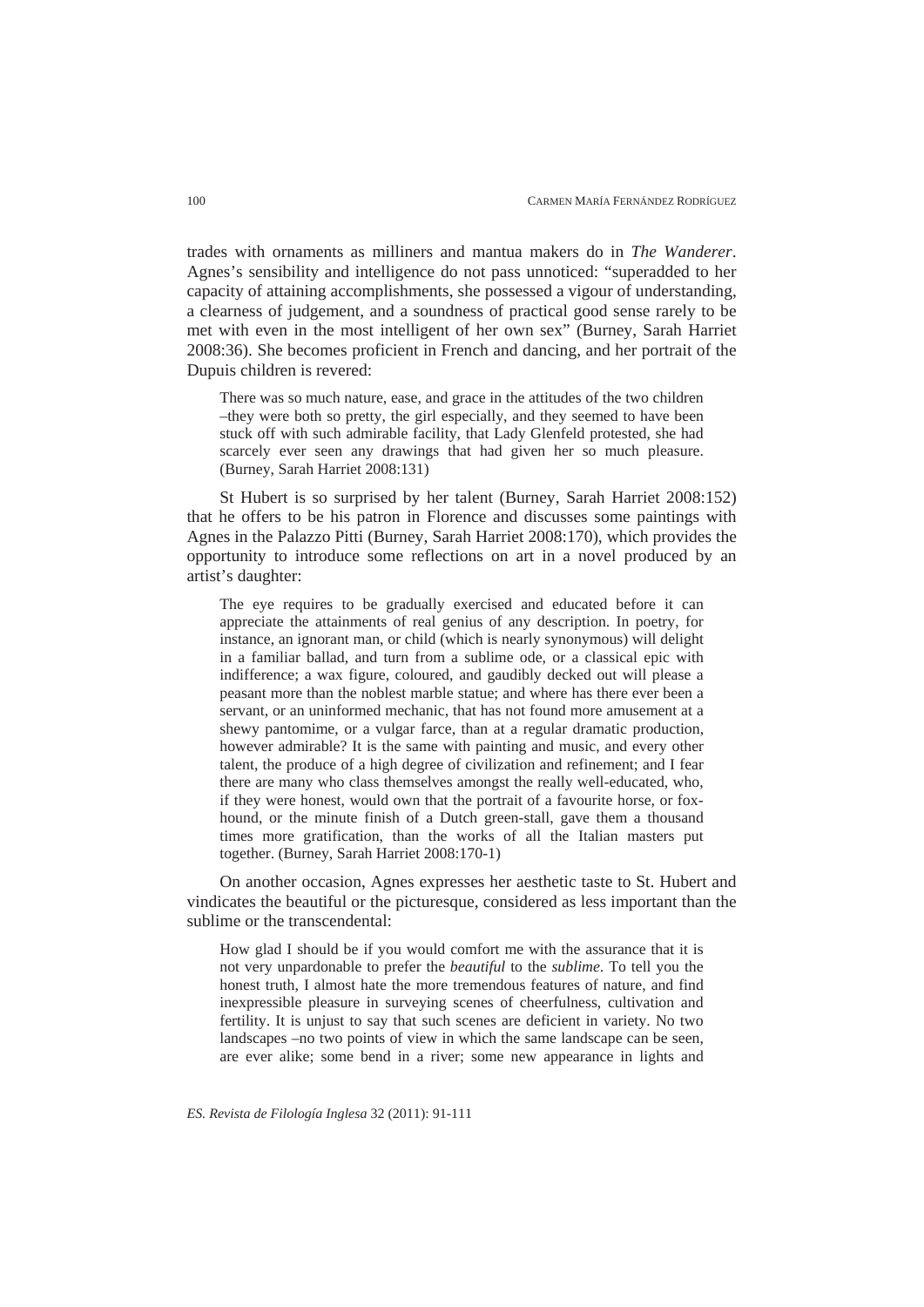trades with ornaments as milliners and mantua makers do in *The Wanderer*. Agnes's sensibility and intelligence do not pass unnoticed: "superadded to her capacity of attaining accomplishments, she possessed a vigour of understanding, a clearness of judgement, and a soundness of practical good sense rarely to be met with even in the most intelligent of her own sex" (Burney, Sarah Harriet 2008:36). She becomes proficient in French and dancing, and her portrait of the Dupuis children is revered:

> There was so much nature, ease, and grace in the attitudes of the two children –they were both so pretty, the girl especially, and they seemed to have been stuck off with such admirable facility, that Lady Glenfeld protested, she had scarcely ever seen any drawings that had given her so much pleasure. (Burney, Sarah Harriet 2008:131)

St Hubert is so surprised by her talent (Burney, Sarah Harriet 2008:152) that he offers to be his patron in Florence and discusses some paintings with Agnes in the Palazzo Pitti (Burney, Sarah Harriet 2008:170), which provides the opportunity to introduce some reflections on art in a novel produced by an artist's daughter:

> The eye requires to be gradually exercised and educated before it can appreciate the attainments of real genius of any description. In poetry, for instance, an ignorant man, or child (which is nearly synonymous) will delight in a familiar ballad, and turn from a sublime ode, or a classical epic with indifference; a wax figure, coloured, and gaudibly decked out will please a peasant more than the noblest marble statue; and where has there ever been a servant, or an uninformed mechanic, that has not found more amusement at a shewy pantomime, or a vulgar farce, than at a regular dramatic production, however admirable? It is the same with painting and music, and every other talent, the produce of a high degree of civilization and refinement; and I fear there are many who class themselves amongst the really well-educated, who, if they were honest, would own that the portrait of a favourite horse, or fox-hound, or the minute finish of a Dutch green-stall, gave them a thousand times more gratification, than the works of all the Italian masters put together. (Burney, Sarah Harriet 2008:170-1)

On another occasion, Agnes expresses her aesthetic taste to St. Hubert and vindicates the beautiful or the picturesque, considered as less important than the sublime or the transcendental:

> How glad I should be if you would comfort me with the assurance that it is not very unpardonable to prefer the *beautiful* to the *sublime*. To tell you the honest truth, I almost hate the more tremendous features of nature, and find inexpressible pleasure in surveying scenes of cheerfulness, cultivation and fertility. It is unjust to say that such scenes are deficient in variety. No two landscapes –no two points of view in which the same landscape can be seen, are ever alike; some bend in a river; some new appearance in lights and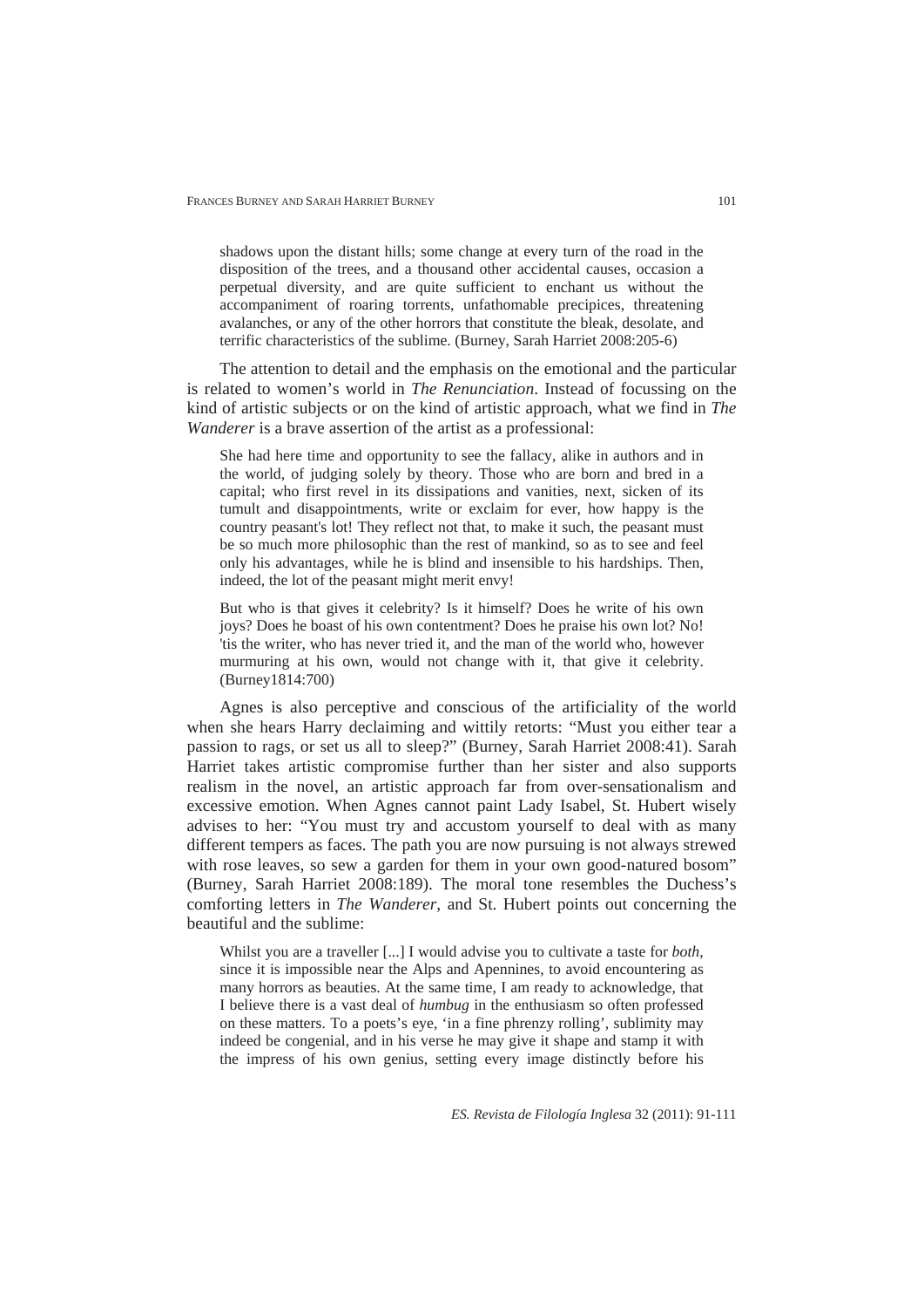> shadows upon the distant hills; some change at every turn of the road in the disposition of the trees, and a thousand other accidental causes, occasion a perpetual diversity, and are quite sufficient to enchant us without the accompaniment of roaring torrents, unfathomable precipices, threatening avalanches, or any of the other horrors that constitute the bleak, desolate, and terrific characteristics of the sublime. (Burney, Sarah Harriet 2008:205-6)

The attention to detail and the emphasis on the emotional and the particular is related to women's world in *The Renunciation*. Instead of focussing on the kind of artistic subjects or on the kind of artistic approach, what we find in *The Wanderer* is a brave assertion of the artist as a professional:

> She had here time and opportunity to see the fallacy, alike in authors and in the world, of judging solely by theory. Those who are born and bred in a capital; who first revel in its dissipations and vanities, next, sicken of its tumult and disappointments, write or exclaim for ever, how happy is the country peasant's lot! They reflect not that, to make it such, the peasant must be so much more philosophic than the rest of mankind, so as to see and feel only his advantages, while he is blind and insensible to his hardships. Then, indeed, the lot of the peasant might merit envy!
>
> But who is that gives it celebrity? Is it himself? Does he write of his own joys? Does he boast of his own contentment? Does he praise his own lot? No! 'tis the writer, who has never tried it, and the man of the world who, however murmuring at his own, would not change with it, that give it celebrity. (Burney1814:700)

Agnes is also perceptive and conscious of the artificiality of the world when she hears Harry declaiming and wittily retorts: "Must you either tear a passion to rags, or set us all to sleep?" (Burney, Sarah Harriet 2008:41). Sarah Harriet takes artistic compromise further than her sister and also supports realism in the novel, an artistic approach far from over-sensationalism and excessive emotion. When Agnes cannot paint Lady Isabel, St. Hubert wisely advises to her: "You must try and accustom yourself to deal with as many different tempers as faces. The path you are now pursuing is not always strewed with rose leaves, so sew a garden for them in your own good-natured bosom" (Burney, Sarah Harriet 2008:189). The moral tone resembles the Duchess's comforting letters in *The Wanderer*, and St. Hubert points out concerning the beautiful and the sublime:

> Whilst you are a traveller [...] I would advise you to cultivate a taste for *both*, since it is impossible near the Alps and Apennines, to avoid encountering as many horrors as beauties. At the same time, I am ready to acknowledge, that I believe there is a vast deal of *humbug* in the enthusiasm so often professed on these matters. To a poets's eye, 'in a fine phrenzy rolling', sublimity may indeed be congenial, and in his verse he may give it shape and stamp it with the impress of his own genius, setting every image distinctly before his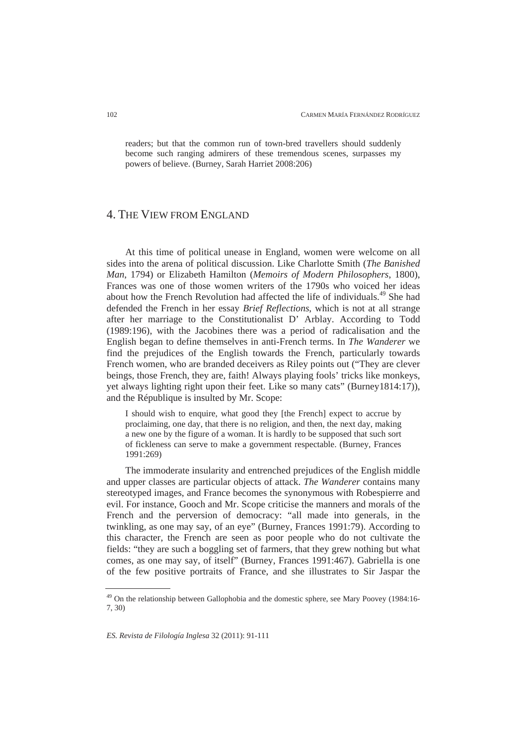readers; but that the common run of town-bred travellers should suddenly become such ranging admirers of these tremendous scenes, surpasses my powers of believe. (Burney, Sarah Harriet 2008:206)

## 4. The View from England

At this time of political unease in England, women were welcome on all sides into the arena of political discussion. Like Charlotte Smith (*The Banished Man*, 1794) or Elizabeth Hamilton (*Memoirs of Modern Philosophers*, 1800), Frances was one of those women writers of the 1790s who voiced her ideas about how the French Revolution had affected the life of individuals.[49] She had defended the French in her essay *Brief Reflections*, which is not at all strange after her marriage to the Constitutionalist D' Arblay. According to Todd (1989:196), with the Jacobines there was a period of radicalisation and the English began to define themselves in anti-French terms. In *The Wanderer* we find the prejudices of the English towards the French, particularly towards French women, who are branded deceivers as Riley points out ("They are clever beings, those French, they are, faith! Always playing fools' tricks like monkeys, yet always lighting right upon their feet. Like so many cats" (Burney1814:17)), and the République is insulted by Mr. Scope:

> I should wish to enquire, what good they [the French] expect to accrue by proclaiming, one day, that there is no religion, and then, the next day, making a new one by the figure of a woman. It is hardly to be supposed that such sort of fickleness can serve to make a government respectable. (Burney, Frances 1991:269)

The immoderate insularity and entrenched prejudices of the English middle and upper classes are particular objects of attack. *The Wanderer* contains many stereotyped images, and France becomes the synonymous with Robespierre and evil. For instance, Gooch and Mr. Scope criticise the manners and morals of the French and the perversion of democracy: "all made into generals, in the twinkling, as one may say, of an eye" (Burney, Frances 1991:79). According to this character, the French are seen as poor people who do not cultivate the fields: "they are such a boggling set of farmers, that they grew nothing but what comes, as one may say, of itself" (Burney, Frances 1991:467). Gabriella is one of the few positive portraits of France, and she illustrates to Sir Jaspar the

[49] On the relationship between Gallophobia and the domestic sphere, see Mary Poovey (1984:16-7, 30)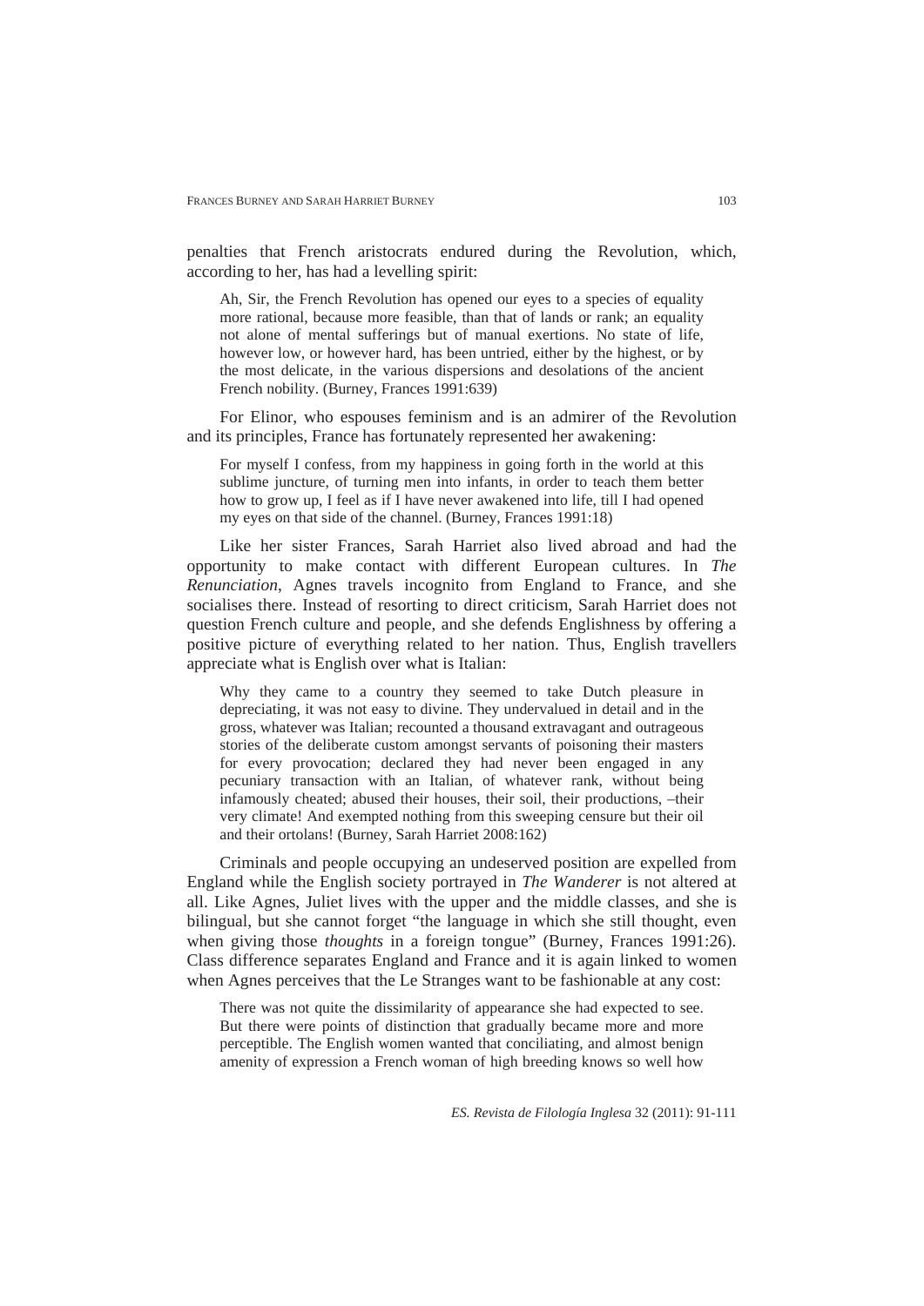penalties that French aristocrats endured during the Revolution, which, according to her, has had a levelling spirit:

> Ah, Sir, the French Revolution has opened our eyes to a species of equality more rational, because more feasible, than that of lands or rank; an equality not alone of mental sufferings but of manual exertions. No state of life, however low, or however hard, has been untried, either by the highest, or by the most delicate, in the various dispersions and desolations of the ancient French nobility. (Burney, Frances 1991:639)

For Elinor, who espouses feminism and is an admirer of the Revolution and its principles, France has fortunately represented her awakening:

> For myself I confess, from my happiness in going forth in the world at this sublime juncture, of turning men into infants, in order to teach them better how to grow up, I feel as if I have never awakened into life, till I had opened my eyes on that side of the channel. (Burney, Frances 1991:18)

Like her sister Frances, Sarah Harriet also lived abroad and had the opportunity to make contact with different European cultures. In *The Renunciation*, Agnes travels incognito from England to France, and she socialises there. Instead of resorting to direct criticism, Sarah Harriet does not question French culture and people, and she defends Englishness by offering a positive picture of everything related to her nation. Thus, English travellers appreciate what is English over what is Italian:

> Why they came to a country they seemed to take Dutch pleasure in depreciating, it was not easy to divine. They undervalued in detail and in the gross, whatever was Italian; recounted a thousand extravagant and outrageous stories of the deliberate custom amongst servants of poisoning their masters for every provocation; declared they had never been engaged in any pecuniary transaction with an Italian, of whatever rank, without being infamously cheated; abused their houses, their soil, their productions, –their very climate! And exempted nothing from this sweeping censure but their oil and their ortolans! (Burney, Sarah Harriet 2008:162)

Criminals and people occupying an undeserved position are expelled from England while the English society portrayed in *The Wanderer* is not altered at all. Like Agnes, Juliet lives with the upper and the middle classes, and she is bilingual, but she cannot forget "the language in which she still thought, even when giving those *thoughts* in a foreign tongue" (Burney, Frances 1991:26). Class difference separates England and France and it is again linked to women when Agnes perceives that the Le Stranges want to be fashionable at any cost:

> There was not quite the dissimilarity of appearance she had expected to see. But there were points of distinction that gradually became more and more perceptible. The English women wanted that conciliating, and almost benign amenity of expression a French woman of high breeding knows so well how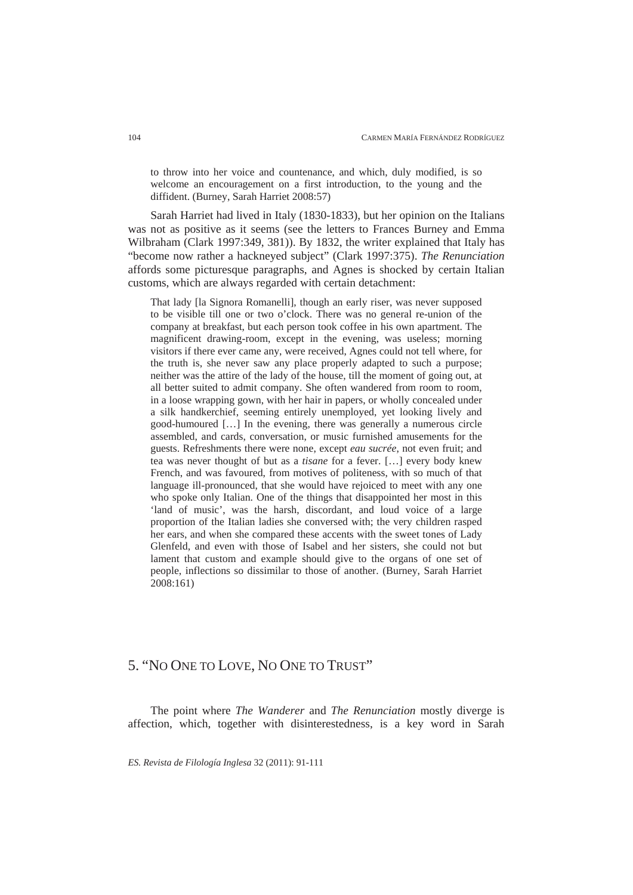> to throw into her voice and countenance, and which, duly modified, is so welcome an encouragement on a first introduction, to the young and the diffident. (Burney, Sarah Harriet 2008:57)

Sarah Harriet had lived in Italy (1830-1833), but her opinion on the Italians was not as positive as it seems (see the letters to Frances Burney and Emma Wilbraham (Clark 1997:349, 381)). By 1832, the writer explained that Italy has "become now rather a hackneyed subject" (Clark 1997:375). *The Renunciation* affords some picturesque paragraphs, and Agnes is shocked by certain Italian customs, which are always regarded with certain detachment:

> That lady [la Signora Romanelli], though an early riser, was never supposed to be visible till one or two o'clock. There was no general re-union of the company at breakfast, but each person took coffee in his own apartment. The magnificent drawing-room, except in the evening, was useless; morning visitors if there ever came any, were received, Agnes could not tell where, for the truth is, she never saw any place properly adapted to such a purpose; neither was the attire of the lady of the house, till the moment of going out, at all better suited to admit company. She often wandered from room to room, in a loose wrapping gown, with her hair in papers, or wholly concealed under a silk handkerchief, seeming entirely unemployed, yet looking lively and good-humoured […] In the evening, there was generally a numerous circle assembled, and cards, conversation, or music furnished amusements for the guests. Refreshments there were none, except *eau sucrée*, not even fruit; and tea was never thought of but as a *tisane* for a fever. […] every body knew French, and was favoured, from motives of politeness, with so much of that language ill-pronounced, that she would have rejoiced to meet with any one who spoke only Italian. One of the things that disappointed her most in this 'land of music', was the harsh, discordant, and loud voice of a large proportion of the Italian ladies she conversed with; the very children rasped her ears, and when she compared these accents with the sweet tones of Lady Glenfeld, and even with those of Isabel and her sisters, she could not but lament that custom and example should give to the organs of one set of people, inflections so dissimilar to those of another. (Burney, Sarah Harriet 2008:161)

## 5. "No One to Love, No One to Trust"

The point where *The Wanderer* and *The Renunciation* mostly diverge is affection, which, together with disinterestedness, is a key word in Sarah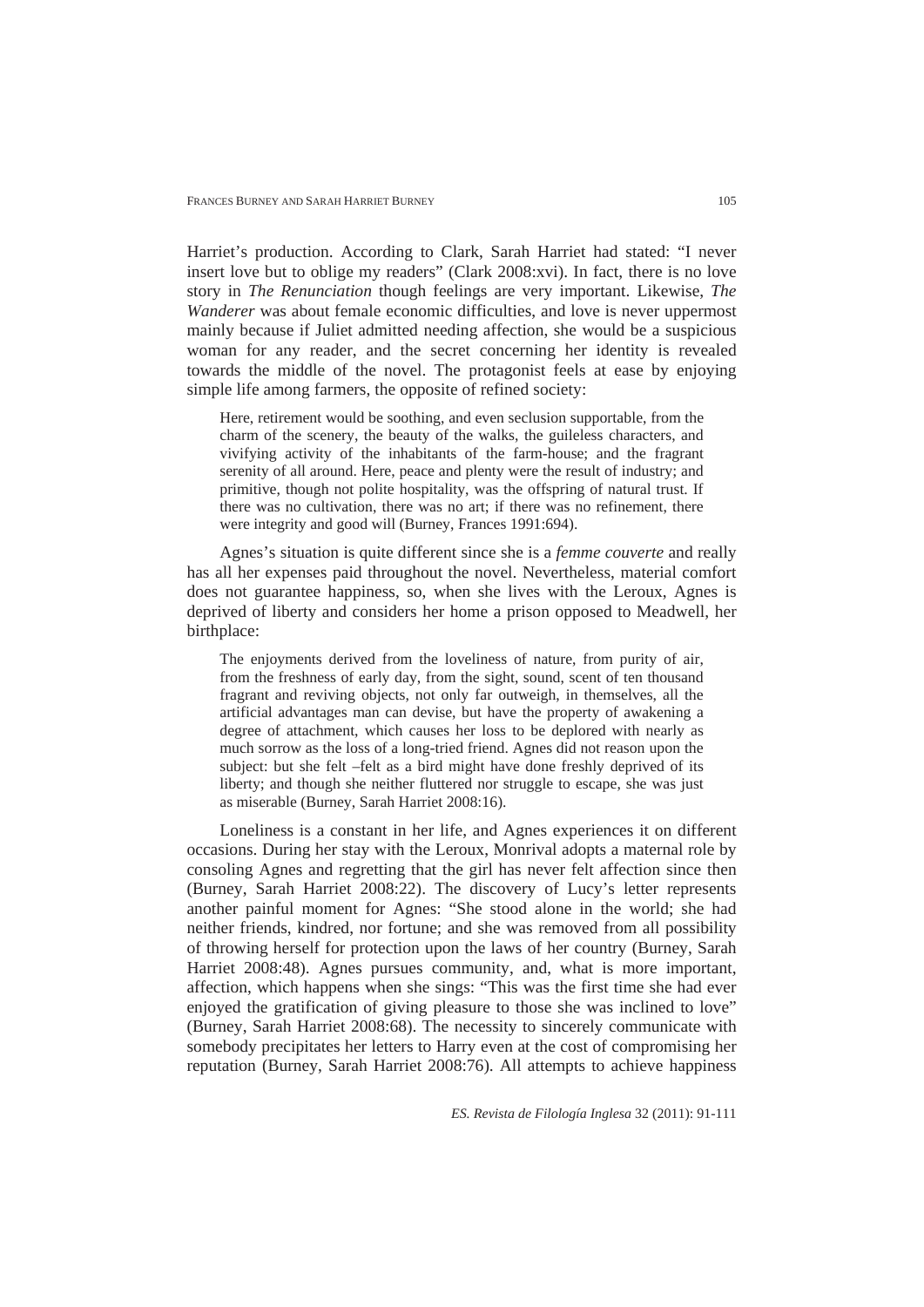Harriet's production. According to Clark, Sarah Harriet had stated: "I never insert love but to oblige my readers" (Clark 2008:xvi). In fact, there is no love story in *The Renunciation* though feelings are very important. Likewise, *The Wanderer* was about female economic difficulties, and love is never uppermost mainly because if Juliet admitted needing affection, she would be a suspicious woman for any reader, and the secret concerning her identity is revealed towards the middle of the novel. The protagonist feels at ease by enjoying simple life among farmers, the opposite of refined society:

> Here, retirement would be soothing, and even seclusion supportable, from the charm of the scenery, the beauty of the walks, the guileless characters, and vivifying activity of the inhabitants of the farm-house; and the fragrant serenity of all around. Here, peace and plenty were the result of industry; and primitive, though not polite hospitality, was the offspring of natural trust. If there was no cultivation, there was no art; if there was no refinement, there were integrity and good will (Burney, Frances 1991:694).

Agnes's situation is quite different since she is a *femme couverte* and really has all her expenses paid throughout the novel. Nevertheless, material comfort does not guarantee happiness, so, when she lives with the Leroux, Agnes is deprived of liberty and considers her home a prison opposed to Meadwell, her birthplace:

> The enjoyments derived from the loveliness of nature, from purity of air, from the freshness of early day, from the sight, sound, scent of ten thousand fragrant and reviving objects, not only far outweigh, in themselves, all the artificial advantages man can devise, but have the property of awakening a degree of attachment, which causes her loss to be deplored with nearly as much sorrow as the loss of a long-tried friend. Agnes did not reason upon the subject: but she felt –felt as a bird might have done freshly deprived of its liberty; and though she neither fluttered nor struggle to escape, she was just as miserable (Burney, Sarah Harriet 2008:16).

Loneliness is a constant in her life, and Agnes experiences it on different occasions. During her stay with the Leroux, Monrival adopts a maternal role by consoling Agnes and regretting that the girl has never felt affection since then (Burney, Sarah Harriet 2008:22). The discovery of Lucy's letter represents another painful moment for Agnes: "She stood alone in the world; she had neither friends, kindred, nor fortune; and she was removed from all possibility of throwing herself for protection upon the laws of her country (Burney, Sarah Harriet 2008:48). Agnes pursues community, and, what is more important, affection, which happens when she sings: "This was the first time she had ever enjoyed the gratification of giving pleasure to those she was inclined to love" (Burney, Sarah Harriet 2008:68). The necessity to sincerely communicate with somebody precipitates her letters to Harry even at the cost of compromising her reputation (Burney, Sarah Harriet 2008:76). All attempts to achieve happiness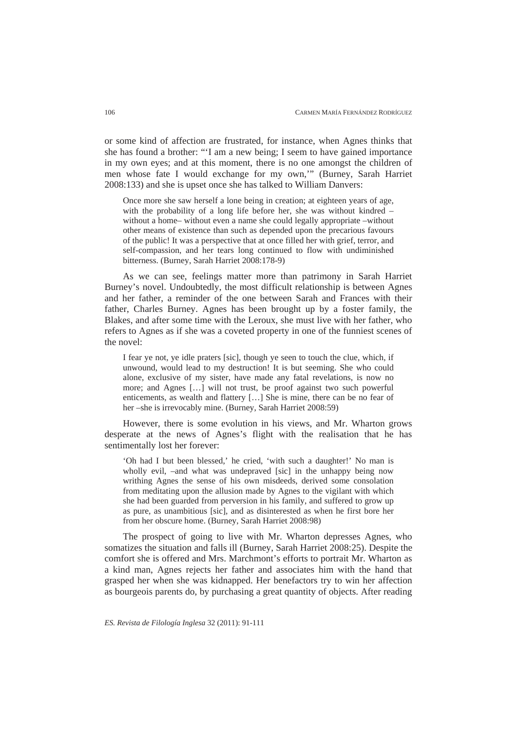or some kind of affection are frustrated, for instance, when Agnes thinks that she has found a brother: "'I am a new being; I seem to have gained importance in my own eyes; and at this moment, there is no one amongst the children of men whose fate I would exchange for my own,'" (Burney, Sarah Harriet 2008:133) and she is upset once she has talked to William Danvers:

> Once more she saw herself a lone being in creation; at eighteen years of age, with the probability of a long life before her, she was without kindred –without a home– without even a name she could legally appropriate –without other means of existence than such as depended upon the precarious favours of the public! It was a perspective that at once filled her with grief, terror, and self-compassion, and her tears long continued to flow with undiminished bitterness. (Burney, Sarah Harriet 2008:178-9)

As we can see, feelings matter more than patrimony in Sarah Harriet Burney's novel. Undoubtedly, the most difficult relationship is between Agnes and her father, a reminder of the one between Sarah and Frances with their father, Charles Burney. Agnes has been brought up by a foster family, the Blakes, and after some time with the Leroux, she must live with her father, who refers to Agnes as if she was a coveted property in one of the funniest scenes of the novel:

> I fear ye not, ye idle praters [sic], though ye seen to touch the clue, which, if unwound, would lead to my destruction! It is but seeming. She who could alone, exclusive of my sister, have made any fatal revelations, is now no more; and Agnes […] will not trust, be proof against two such powerful enticements, as wealth and flattery […] She is mine, there can be no fear of her –she is irrevocably mine. (Burney, Sarah Harriet 2008:59)

However, there is some evolution in his views, and Mr. Wharton grows desperate at the news of Agnes's flight with the realisation that he has sentimentally lost her forever:

> 'Oh had I but been blessed,' he cried, 'with such a daughter!' No man is wholly evil, –and what was undepraved [sic] in the unhappy being now writhing Agnes the sense of his own misdeeds, derived some consolation from meditating upon the allusion made by Agnes to the vigilant with which she had been guarded from perversion in his family, and suffered to grow up as pure, as unambitious [sic], and as disinterested as when he first bore her from her obscure home. (Burney, Sarah Harriet 2008:98)

The prospect of going to live with Mr. Wharton depresses Agnes, who somatizes the situation and falls ill (Burney, Sarah Harriet 2008:25). Despite the comfort she is offered and Mrs. Marchmont's efforts to portrait Mr. Wharton as a kind man, Agnes rejects her father and associates him with the hand that grasped her when she was kidnapped. Her benefactors try to win her affection as bourgeois parents do, by purchasing a great quantity of objects. After reading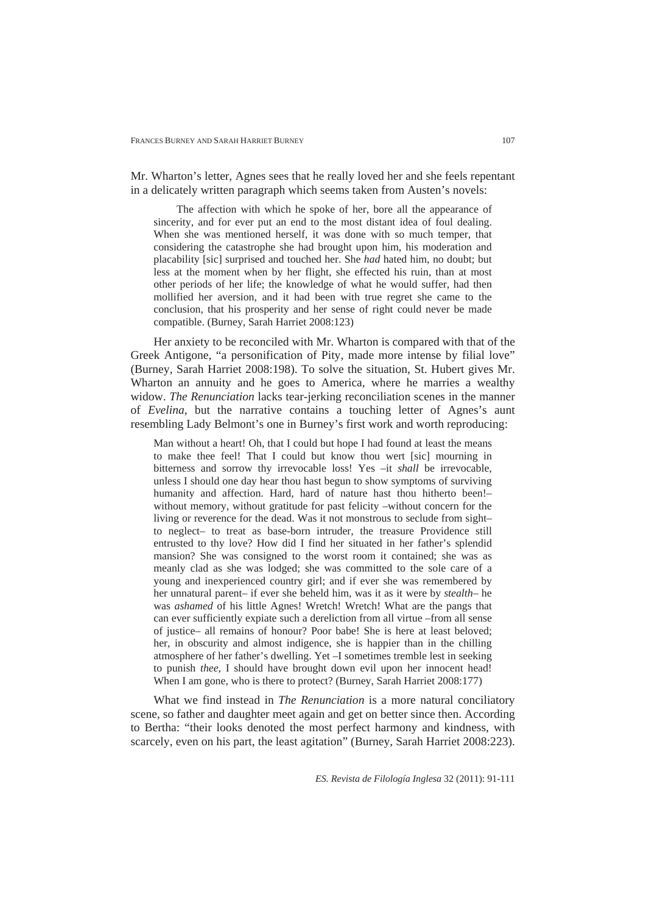Mr. Wharton's letter, Agnes sees that he really loved her and she feels repentant in a delicately written paragraph which seems taken from Austen's novels:

> The affection with which he spoke of her, bore all the appearance of sincerity, and for ever put an end to the most distant idea of foul dealing. When she was mentioned herself, it was done with so much temper, that considering the catastrophe she had brought upon him, his moderation and placability [sic] surprised and touched her. She *had* hated him, no doubt; but less at the moment when by her flight, she effected his ruin, than at most other periods of her life; the knowledge of what he would suffer, had then mollified her aversion, and it had been with true regret she came to the conclusion, that his prosperity and her sense of right could never be made compatible. (Burney, Sarah Harriet 2008:123)

Her anxiety to be reconciled with Mr. Wharton is compared with that of the Greek Antigone, "a personification of Pity, made more intense by filial love" (Burney, Sarah Harriet 2008:198). To solve the situation, St. Hubert gives Mr. Wharton an annuity and he goes to America, where he marries a wealthy widow. *The Renunciation* lacks tear-jerking reconciliation scenes in the manner of *Evelina*, but the narrative contains a touching letter of Agnes's aunt resembling Lady Belmont's one in Burney's first work and worth reproducing:

> Man without a heart! Oh, that I could but hope I had found at least the means to make thee feel! That I could but know thou wert [sic] mourning in bitterness and sorrow thy irrevocable loss! Yes –it *shall* be irrevocable, unless I should one day hear thou hast begun to show symptoms of surviving humanity and affection. Hard, hard of nature hast thou hitherto been!– without memory, without gratitude for past felicity –without concern for the living or reverence for the dead. Was it not monstrous to seclude from sight– to neglect– to treat as base-born intruder, the treasure Providence still entrusted to thy love? How did I find her situated in her father's splendid mansion? She was consigned to the worst room it contained; she was as meanly clad as she was lodged; she was committed to the sole care of a young and inexperienced country girl; and if ever she was remembered by her unnatural parent– if ever she beheld him, was it as it were by *stealth*– he was *ashamed* of his little Agnes! Wretch! Wretch! What are the pangs that can ever sufficiently expiate such a dereliction from all virtue –from all sense of justice– all remains of honour? Poor babe! She is here at least beloved; her, in obscurity and almost indigence, she is happier than in the chilling atmosphere of her father's dwelling. Yet –I sometimes tremble lest in seeking to punish *thee*, I should have brought down evil upon her innocent head! When I am gone, who is there to protect? (Burney, Sarah Harriet 2008:177)

What we find instead in *The Renunciation* is a more natural conciliatory scene, so father and daughter meet again and get on better since then. According to Bertha: "their looks denoted the most perfect harmony and kindness, with scarcely, even on his part, the least agitation" (Burney, Sarah Harriet 2008:223).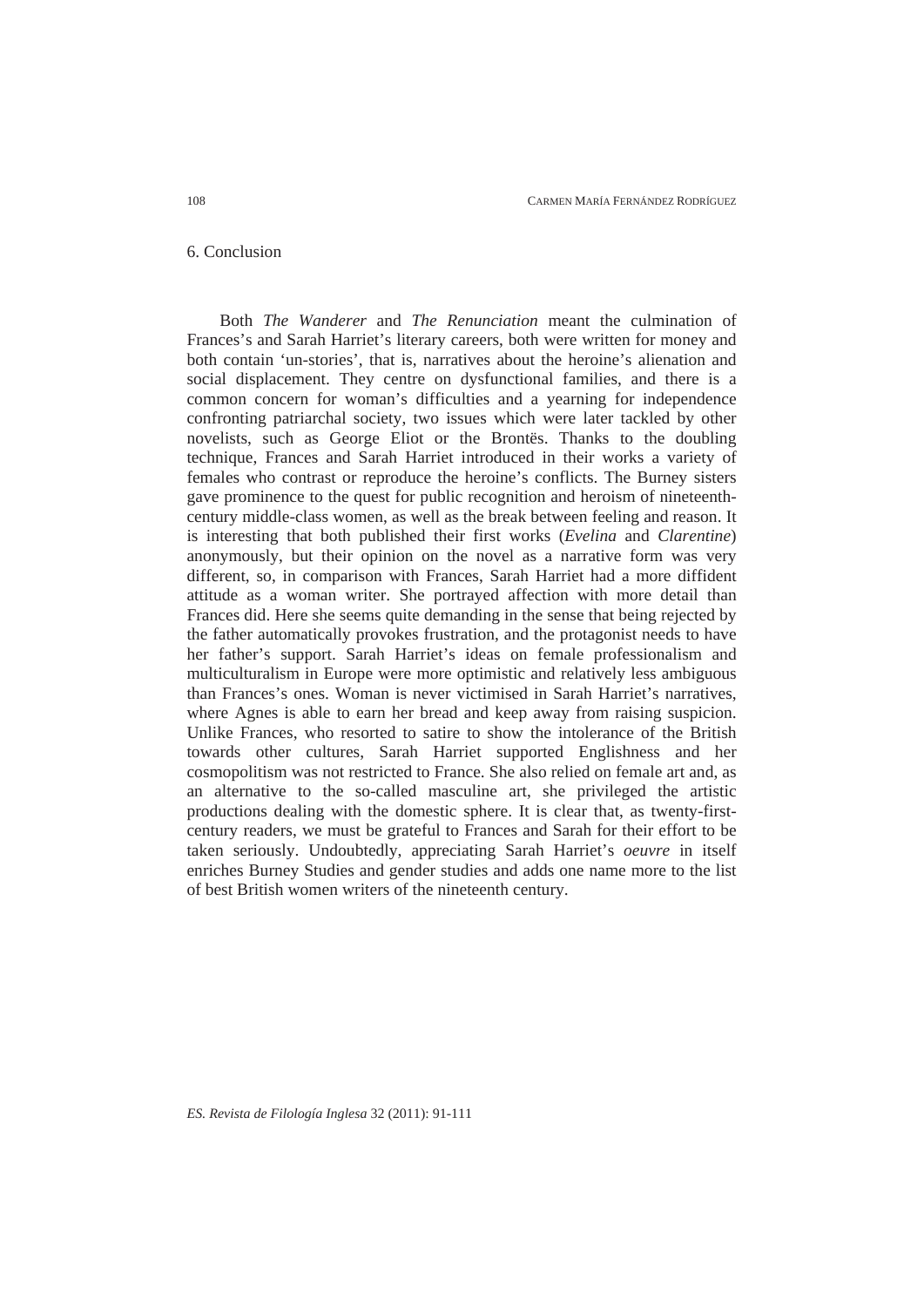## 6. Conclusion

Both *The Wanderer* and *The Renunciation* meant the culmination of Frances's and Sarah Harriet's literary careers, both were written for money and both contain 'un-stories', that is, narratives about the heroine's alienation and social displacement. They centre on dysfunctional families, and there is a common concern for woman's difficulties and a yearning for independence confronting patriarchal society, two issues which were later tackled by other novelists, such as George Eliot or the Brontës. Thanks to the doubling technique, Frances and Sarah Harriet introduced in their works a variety of females who contrast or reproduce the heroine's conflicts. The Burney sisters gave prominence to the quest for public recognition and heroism of nineteenth-century middle-class women, as well as the break between feeling and reason. It is interesting that both published their first works (*Evelina* and *Clarentine*) anonymously, but their opinion on the novel as a narrative form was very different, so, in comparison with Frances, Sarah Harriet had a more diffident attitude as a woman writer. She portrayed affection with more detail than Frances did. Here she seems quite demanding in the sense that being rejected by the father automatically provokes frustration, and the protagonist needs to have her father's support. Sarah Harriet's ideas on female professionalism and multiculturalism in Europe were more optimistic and relatively less ambiguous than Frances's ones. Woman is never victimised in Sarah Harriet's narratives, where Agnes is able to earn her bread and keep away from raising suspicion. Unlike Frances, who resorted to satire to show the intolerance of the British towards other cultures, Sarah Harriet supported Englishness and her cosmopolitism was not restricted to France. She also relied on female art and, as an alternative to the so-called masculine art, she privileged the artistic productions dealing with the domestic sphere. It is clear that, as twenty-first-century readers, we must be grateful to Frances and Sarah for their effort to be taken seriously. Undoubtedly, appreciating Sarah Harriet's *oeuvre* in itself enriches Burney Studies and gender studies and adds one name more to the list of best British women writers of the nineteenth century.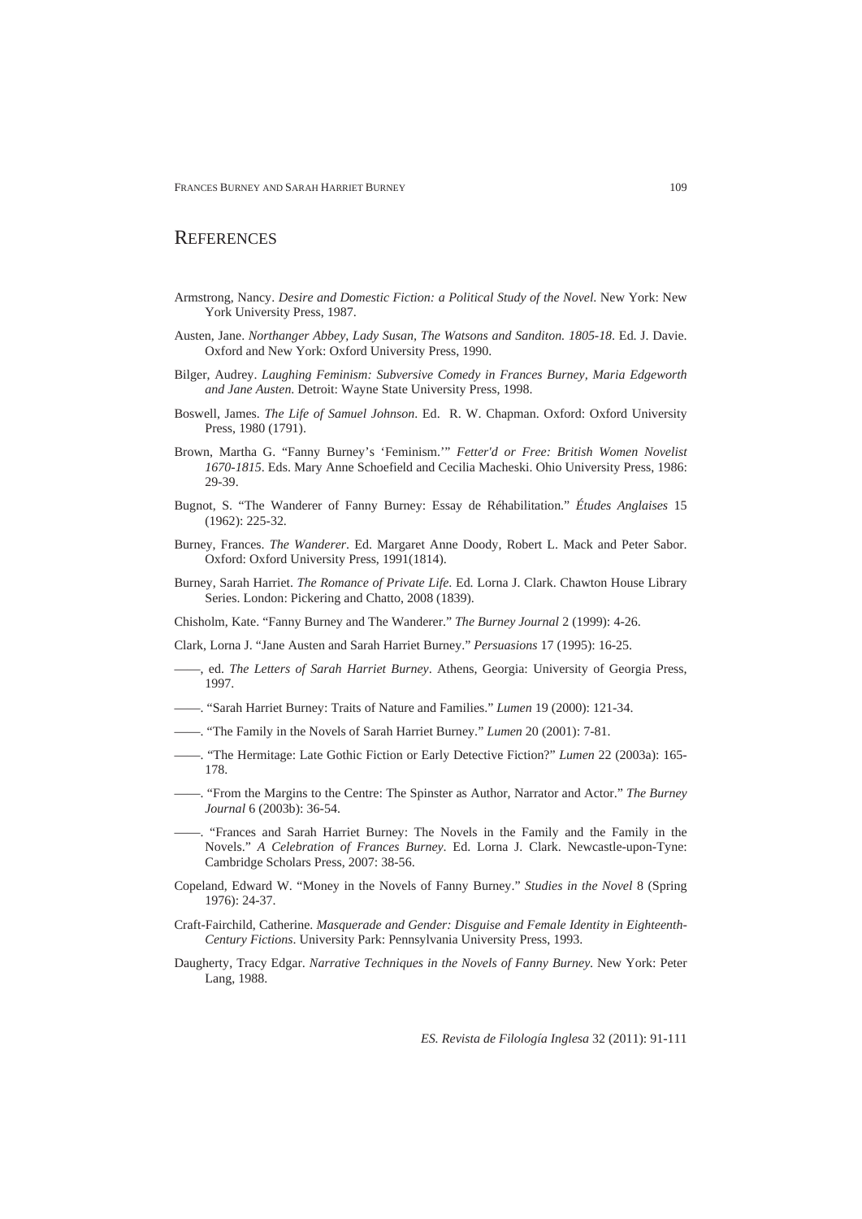## REFERENCES

Armstrong, Nancy. *Desire and Domestic Fiction: a Political Study of the Novel*. New York: New York University Press, 1987.

Austen, Jane. *Northanger Abbey, Lady Susan, The Watsons and Sanditon. 1805-18*. Ed. J. Davie. Oxford and New York: Oxford University Press, 1990.

Bilger, Audrey. *Laughing Feminism: Subversive Comedy in Frances Burney, Maria Edgeworth and Jane Austen*. Detroit: Wayne State University Press, 1998.

Boswell, James. *The Life of Samuel Johnson*. Ed. R. W. Chapman. Oxford: Oxford University Press, 1980 (1791).

Brown, Martha G. "Fanny Burney's 'Feminism.'" *Fetter'd or Free: British Women Novelist 1670-1815*. Eds. Mary Anne Schoefield and Cecilia Macheski. Ohio University Press, 1986: 29-39.

Bugnot, S. "The Wanderer of Fanny Burney: Essay de Réhabilitation." *Études Anglaises* 15 (1962): 225-32.

Burney, Frances. *The Wanderer*. Ed. Margaret Anne Doody, Robert L. Mack and Peter Sabor. Oxford: Oxford University Press, 1991(1814).

Burney, Sarah Harriet. *The Romance of Private Life*. Ed. Lorna J. Clark. Chawton House Library Series. London: Pickering and Chatto, 2008 (1839).

Chisholm, Kate. "Fanny Burney and The Wanderer." *The Burney Journal* 2 (1999): 4-26.

Clark, Lorna J. "Jane Austen and Sarah Harriet Burney." *Persuasions* 17 (1995): 16-25.

——, ed. *The Letters of Sarah Harriet Burney*. Athens, Georgia: University of Georgia Press, 1997.

——. "Sarah Harriet Burney: Traits of Nature and Families." *Lumen* 19 (2000): 121-34.

——. "The Family in the Novels of Sarah Harriet Burney." *Lumen* 20 (2001): 7-81.

——. "The Hermitage: Late Gothic Fiction or Early Detective Fiction?" *Lumen* 22 (2003a): 165-178.

——. "From the Margins to the Centre: The Spinster as Author, Narrator and Actor." *The Burney Journal* 6 (2003b): 36-54.

——. "Frances and Sarah Harriet Burney: The Novels in the Family and the Family in the Novels." *A Celebration of Frances Burney*. Ed. Lorna J. Clark. Newcastle-upon-Tyne: Cambridge Scholars Press, 2007: 38-56.

Copeland, Edward W. "Money in the Novels of Fanny Burney." *Studies in the Novel* 8 (Spring 1976): 24-37.

Craft-Fairchild, Catherine. *Masquerade and Gender: Disguise and Female Identity in Eighteenth-Century Fictions*. University Park: Pennsylvania University Press, 1993.

Daugherty, Tracy Edgar. *Narrative Techniques in the Novels of Fanny Burney*. New York: Peter Lang, 1988.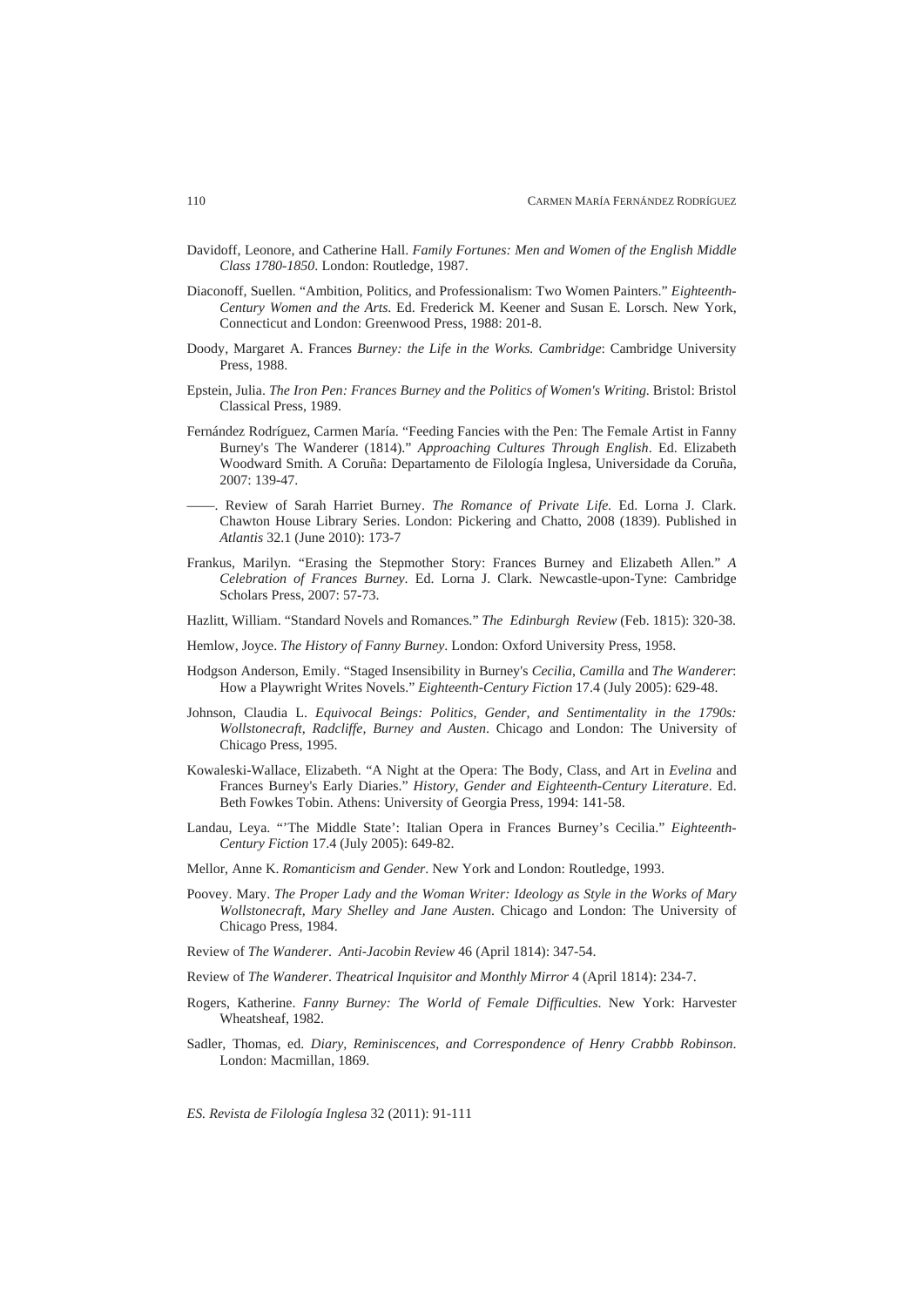Davidoff, Leonore, and Catherine Hall. *Family Fortunes: Men and Women of the English Middle Class 1780-1850*. London: Routledge, 1987.

Diaconoff, Suellen. "Ambition, Politics, and Professionalism: Two Women Painters." *Eighteenth-Century Women and the Arts*. Ed. Frederick M. Keener and Susan E. Lorsch. New York, Connecticut and London: Greenwood Press, 1988: 201-8.

Doody, Margaret A. Frances *Burney: the Life in the Works. Cambridge*: Cambridge University Press, 1988.

Epstein, Julia. *The Iron Pen: Frances Burney and the Politics of Women's Writing*. Bristol: Bristol Classical Press, 1989.

Fernández Rodríguez, Carmen María. "Feeding Fancies with the Pen: The Female Artist in Fanny Burney's The Wanderer (1814)." *Approaching Cultures Through English*. Ed. Elizabeth Woodward Smith. A Coruña: Departamento de Filología Inglesa, Universidade da Coruña, 2007: 139-47.

——. Review of Sarah Harriet Burney. *The Romance of Private Life.* Ed. Lorna J. Clark. Chawton House Library Series. London: Pickering and Chatto, 2008 (1839). Published in *Atlantis* 32.1 (June 2010): 173-7

Frankus, Marilyn. "Erasing the Stepmother Story: Frances Burney and Elizabeth Allen." *A Celebration of Frances Burney*. Ed. Lorna J. Clark. Newcastle-upon-Tyne: Cambridge Scholars Press, 2007: 57-73.

Hazlitt, William. "Standard Novels and Romances." *The Edinburgh Review* (Feb. 1815): 320-38.

Hemlow, Joyce. *The History of Fanny Burney*. London: Oxford University Press, 1958.

Hodgson Anderson, Emily. "Staged Insensibility in Burney's *Cecilia*, *Camilla* and *The Wanderer*: How a Playwright Writes Novels." *Eighteenth-Century Fiction* 17.4 (July 2005): 629-48.

Johnson, Claudia L. *Equivocal Beings: Politics, Gender, and Sentimentality in the 1790s: Wollstonecraft, Radcliffe, Burney and Austen*. Chicago and London: The University of Chicago Press, 1995.

Kowaleski-Wallace, Elizabeth. "A Night at the Opera: The Body, Class, and Art in *Evelina* and Frances Burney's Early Diaries." *History, Gender and Eighteenth-Century Literature*. Ed. Beth Fowkes Tobin. Athens: University of Georgia Press, 1994: 141-58.

Landau, Leya. "'The Middle State': Italian Opera in Frances Burney's Cecilia." *Eighteenth-Century Fiction* 17.4 (July 2005): 649-82.

Mellor, Anne K. *Romanticism and Gender*. New York and London: Routledge, 1993.

Poovey. Mary. *The Proper Lady and the Woman Writer: Ideology as Style in the Works of Mary Wollstonecraft, Mary Shelley and Jane Austen*. Chicago and London: The University of Chicago Press, 1984.

Review of *The Wanderer*. *Anti-Jacobin Review* 46 (April 1814): 347-54.

Review of *The Wanderer*. *Theatrical Inquisitor and Monthly Mirror* 4 (April 1814): 234-7.

Rogers, Katherine. *Fanny Burney: The World of Female Difficulties*. New York: Harvester Wheatsheaf, 1982.

Sadler, Thomas, ed. *Diary, Reminiscences, and Correspondence of Henry Crabbb Robinson*. London: Macmillan, 1869.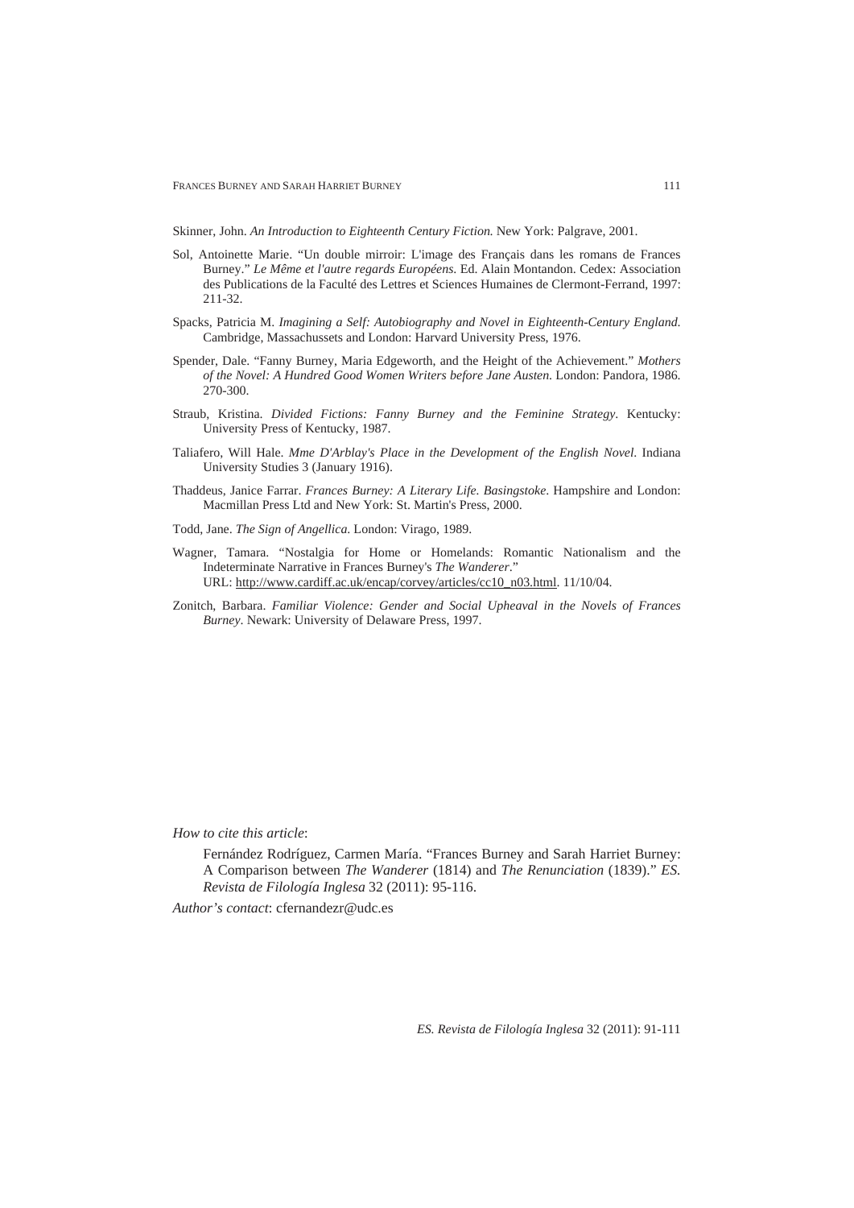Skinner, John. *An Introduction to Eighteenth Century Fiction.* New York: Palgrave, 2001.

Sol, Antoinette Marie. "Un double mirroir: L'image des Français dans les romans de Frances Burney." *Le Même et l'autre regards Européens*. Ed. Alain Montandon. Cedex: Association des Publications de la Faculté des Lettres et Sciences Humaines de Clermont-Ferrand, 1997: 211-32.

Spacks, Patricia M. *Imagining a Self: Autobiography and Novel in Eighteenth-Century England.* Cambridge, Massachussets and London: Harvard University Press, 1976.

Spender, Dale. "Fanny Burney, Maria Edgeworth, and the Height of the Achievement." *Mothers of the Novel: A Hundred Good Women Writers before Jane Austen*. London: Pandora, 1986. 270-300.

Straub, Kristina. *Divided Fictions: Fanny Burney and the Feminine Strategy*. Kentucky: University Press of Kentucky, 1987.

Taliafero, Will Hale. *Mme D'Arblay's Place in the Development of the English Novel.* Indiana University Studies 3 (January 1916).

Thaddeus, Janice Farrar. *Frances Burney: A Literary Life. Basingstoke*. Hampshire and London: Macmillan Press Ltd and New York: St. Martin's Press, 2000.

Todd, Jane. *The Sign of Angellica*. London: Virago, 1989.

Wagner, Tamara. "Nostalgia for Home or Homelands: Romantic Nationalism and the Indeterminate Narrative in Frances Burney's *The Wanderer*."
URL: http://www.cardiff.ac.uk/encap/corvey/articles/cc10_n03.html. 11/10/04.

Zonitch, Barbara. *Familiar Violence: Gender and Social Upheaval in the Novels of Frances Burney*. Newark: University of Delaware Press, 1997.

*How to cite this article*:

Fernández Rodríguez, Carmen María. "Frances Burney and Sarah Harriet Burney: A Comparison between *The Wanderer* (1814) and *The Renunciation* (1839)." *ES. Revista de Filología Inglesa* 32 (2011): 95-116.

*Author's contact*: cfernandezr@udc.es